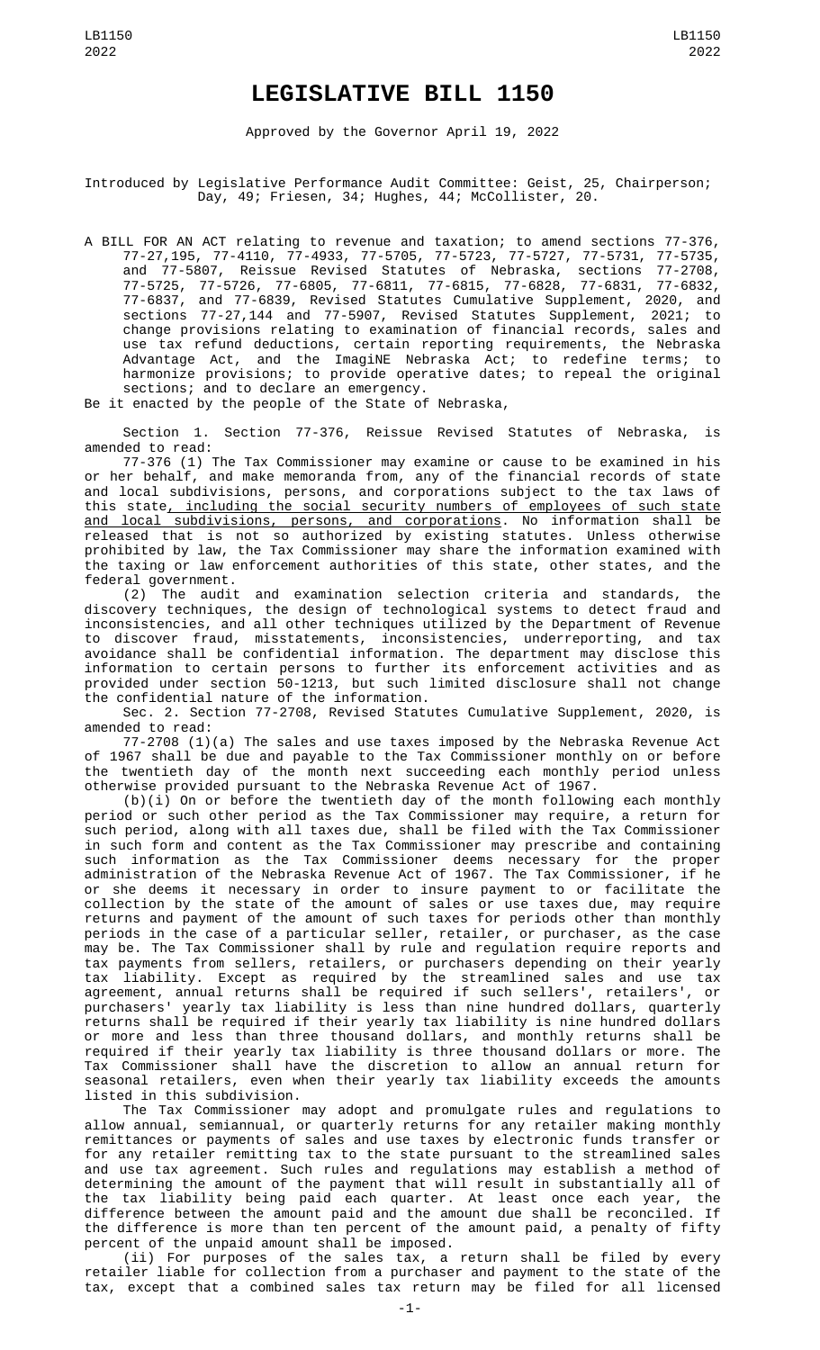# LEGISLATIVE BILL 1150

Approved by the Governor April 19, 2022

Introduced by Legislative Performance Audit Committee: Geist, 25, Chairperson; Day, 49; Friesen, 34; Hughes, 44; McCollister, 20.

A BILL FOR AN ACT relating to revenue and taxation; to amend sections 77-376, 77-27,195, 77-4110, 77-4933, 77-5705, 77-5723, 77-5727, 77-5731, 77-5735, and 77-5807, Reissue Revised Statutes of Nebraska, sections 77-2708, 77-5725, 77-5726, 77-6805, 77-6811, 77-6815, 77-6828, 77-6831, 77-6832, 77-6837, and 77-6839, Revised Statutes Cumulative Supplement, 2020, and sections 77-27,144 and 77-5907, Revised Statutes Supplement, 2021; to change provisions relating to examination of financial records, sales and use tax refund deductions, certain reporting requirements, the Nebraska Advantage Act, and the ImagiNE Nebraska Act; to redefine terms; to harmonize provisions; to provide operative dates; to repeal the original sections; and to declare an emergency.

Be it enacted by the people of the State of Nebraska,

Section 1. Section 77-376, Reissue Revised Statutes of Nebraska, is amended to read:

77-376 (1) The Tax Commissioner may examine or cause to be examined in his or her behalf, and make memoranda from, any of the financial records of state and local subdivisions, persons, and corporations subject to the tax laws of this state, including the social security numbers of employees of such state and local subdivisions, persons, and corporations. No information shall be released that is not so authorized by existing statutes. Unless otherwise prohibited by law, the Tax Commissioner may share the information examined with the taxing or law enforcement authorities of this state, other states, and the federal government.

(2) The audit and examination selection criteria and standards, the discovery techniques, the design of technological systems to detect fraud and inconsistencies, and all other techniques utilized by the Department of Revenue to discover fraud, misstatements, inconsistencies, underreporting, and tax avoidance shall be confidential information. The department may disclose this information to certain persons to further its enforcement activities and as provided under section 50-1213, but such limited disclosure shall not change the confidential nature of the information.

Sec. 2. Section 77-2708, Revised Statutes Cumulative Supplement, 2020, is amended to read:

77-2708 (1)(a) The sales and use taxes imposed by the Nebraska Revenue Act of 1967 shall be due and payable to the Tax Commissioner monthly on or before the twentieth day of the month next succeeding each monthly period unless otherwise provided pursuant to the Nebraska Revenue Act of 1967.

(b)(i) On or before the twentieth day of the month following each monthly period or such other period as the Tax Commissioner may require, a return for such period, along with all taxes due, shall be filed with the Tax Commissioner in such form and content as the Tax Commissioner may prescribe and containing such information as the Tax Commissioner deems necessary for the proper administration of the Nebraska Revenue Act of 1967. The Tax Commissioner, if he or she deems it necessary in order to insure payment to or facilitate the collection by the state of the amount of sales or use taxes due, may require returns and payment of the amount of such taxes for periods other than monthly periods in the case of a particular seller, retailer, or purchaser, as the case may be. The Tax Commissioner shall by rule and regulation require reports and tax payments from sellers, retailers, or purchasers depending on their yearly tax liability. Except as required by the streamlined sales and use tax agreement, annual returns shall be required if such sellers', retailers', or purchasers' yearly tax liability is less than nine hundred dollars, quarterly returns shall be required if their yearly tax liability is nine hundred dollars or more and less than three thousand dollars, and monthly returns shall be required if their yearly tax liability is three thousand dollars or more. The Tax Commissioner shall have the discretion to allow an annual return for seasonal retailers, even when their yearly tax liability exceeds the amounts listed in this subdivision.

The Tax Commissioner may adopt and promulgate rules and regulations to allow annual, semiannual, or quarterly returns for any retailer making monthly remittances or payments of sales and use taxes by electronic funds transfer or for any retailer remitting tax to the state pursuant to the streamlined sales and use tax agreement. Such rules and regulations may establish a method of determining the amount of the payment that will result in substantially all of the tax liability being paid each quarter. At least once each year, the difference between the amount paid and the amount due shall be reconciled. If the difference is more than ten percent of the amount paid, a penalty of fifty percent of the unpaid amount shall be imposed.

(ii) For purposes of the sales tax, a return shall be filed by every retailer liable for collection from a purchaser and payment to the state of the tax, except that a combined sales tax return may be filed for all licensed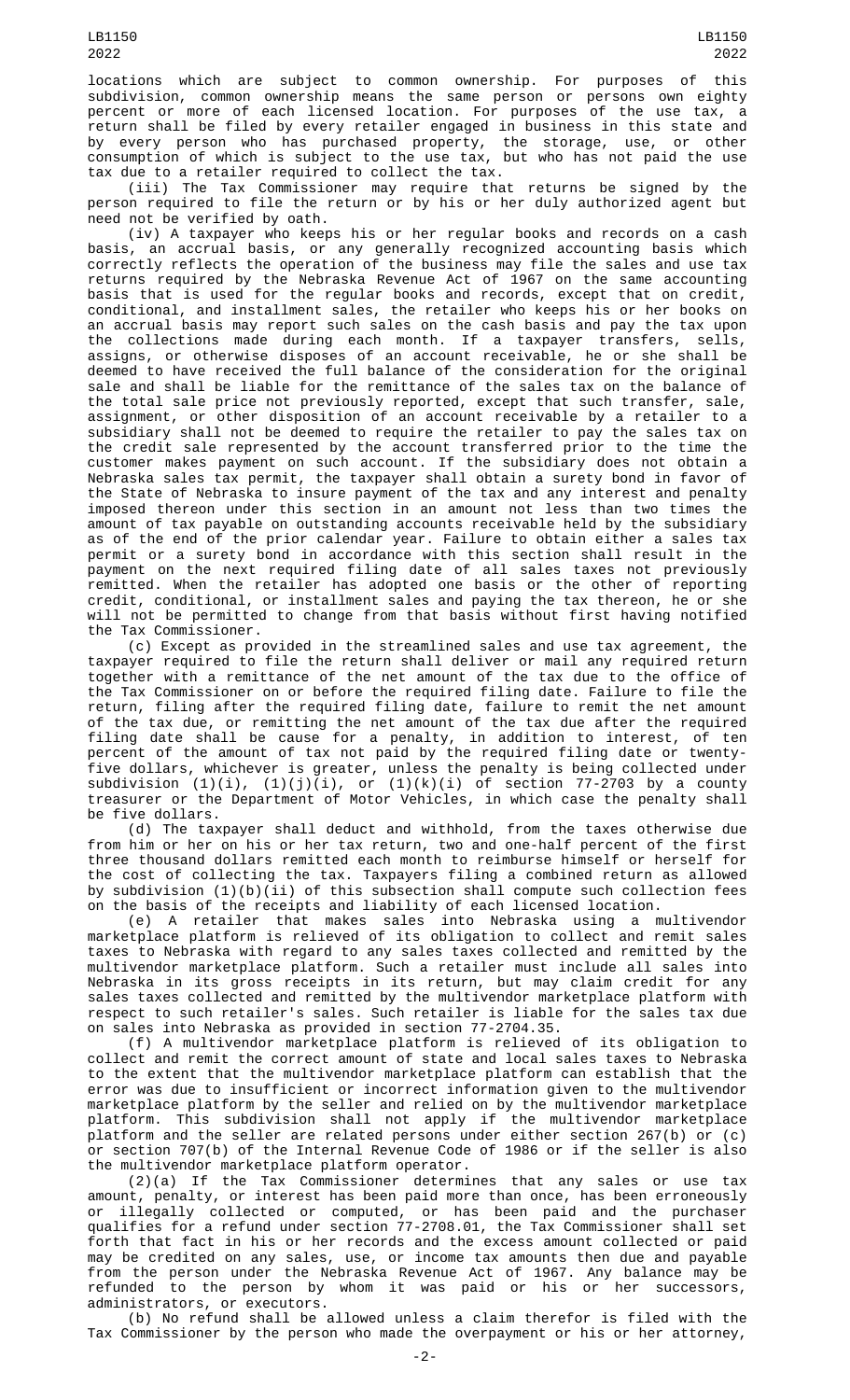locations which are subject to common ownership. For purposes of this subdivision, common ownership means the same person or persons own eighty percent or more of each licensed location. For purposes of the use tax, a return shall be filed by every retailer engaged in business in this state and by every person who has purchased property, the storage, use, or other consumption of which is subject to the use tax, but who has not paid the use tax due to a retailer required to collect the tax.

(iii) The Tax Commissioner may require that returns be signed by the person required to file the return or by his or her duly authorized agent but need not be verified by oath.

(iv) A taxpayer who keeps his or her regular books and records on a cash basis, an accrual basis, or any generally recognized accounting basis which correctly reflects the operation of the business may file the sales and use tax returns required by the Nebraska Revenue Act of 1967 on the same accounting basis that is used for the regular books and records, except that on credit, conditional, and installment sales, the retailer who keeps his or her books on an accrual basis may report such sales on the cash basis and pay the tax upon the collections made during each month. If a taxpayer transfers, sells, assigns, or otherwise disposes of an account receivable, he or she shall be deemed to have received the full balance of the consideration for the original sale and shall be liable for the remittance of the sales tax on the balance of the total sale price not previously reported, except that such transfer, sale, assignment, or other disposition of an account receivable by a retailer to a subsidiary shall not be deemed to require the retailer to pay the sales tax on the credit sale represented by the account transferred prior to the time the customer makes payment on such account. If the subsidiary does not obtain a Nebraska sales tax permit, the taxpayer shall obtain a surety bond in favor of the State of Nebraska to insure payment of the tax and any interest and penalty imposed thereon under this section in an amount not less than two times the amount of tax payable on outstanding accounts receivable held by the subsidiary as of the end of the prior calendar year. Failure to obtain either a sales tax permit or a surety bond in accordance with this section shall result in the payment on the next required filing date of all sales taxes not previously remitted. When the retailer has adopted one basis or the other of reporting credit, conditional, or installment sales and paying the tax thereon, he or she will not be permitted to change from that basis without first having notified the Tax Commissioner.

(c) Except as provided in the streamlined sales and use tax agreement, the taxpayer required to file the return shall deliver or mail any required return together with a remittance of the net amount of the tax due to the office of the Tax Commissioner on or before the required filing date. Failure to file the return, filing after the required filing date, failure to remit the net amount of the tax due, or remitting the net amount of the tax due after the required filing date shall be cause for a penalty, in addition to interest, of ten percent of the amount of tax not paid by the required filing date or twenty-five dollars, whichever is greater, unless the penalty is being collected under subdivision (1)(i), (1)(j)(i), or (1)(k)(i) of section 77-2703 by a county treasurer or the Department of Motor Vehicles, in which case the penalty shall be five dollars.

(d) The taxpayer shall deduct and withhold, from the taxes otherwise due from him or her on his or her tax return, two and one-half percent of the first three thousand dollars remitted each month to reimburse himself or herself for the cost of collecting the tax. Taxpayers filing a combined return as allowed by subdivision (1)(b)(ii) of this subsection shall compute such collection fees on the basis of the receipts and liability of each licensed location.

(e) A retailer that makes sales into Nebraska using a multivendor marketplace platform is relieved of its obligation to collect and remit sales taxes to Nebraska with regard to any sales taxes collected and remitted by the multivendor marketplace platform. Such a retailer must include all sales into Nebraska in its gross receipts in its return, but may claim credit for any sales taxes collected and remitted by the multivendor marketplace platform with respect to such retailer's sales. Such retailer is liable for the sales tax due on sales into Nebraska as provided in section 77-2704.35.

(f) A multivendor marketplace platform is relieved of its obligation to collect and remit the correct amount of state and local sales taxes to Nebraska to the extent that the multivendor marketplace platform can establish that the error was due to insufficient or incorrect information given to the multivendor marketplace platform by the seller and relied on by the multivendor marketplace platform. This subdivision shall not apply if the multivendor marketplace platform and the seller are related persons under either section 267(b) or (c) or section 707(b) of the Internal Revenue Code of 1986 or if the seller is also the multivendor marketplace platform operator.

(2)(a) If the Tax Commissioner determines that any sales or use tax amount, penalty, or interest has been paid more than once, has been erroneously or illegally collected or computed, or has been paid and the purchaser qualifies for a refund under section 77-2708.01, the Tax Commissioner shall set forth that fact in his or her records and the excess amount collected or paid may be credited on any sales, use, or income tax amounts then due and payable from the person under the Nebraska Revenue Act of 1967. Any balance may be refunded to the person by whom it was paid or his or her successors, administrators, or executors.

(b) No refund shall be allowed unless a claim therefor is filed with the Tax Commissioner by the person who made the overpayment or his or her attorney,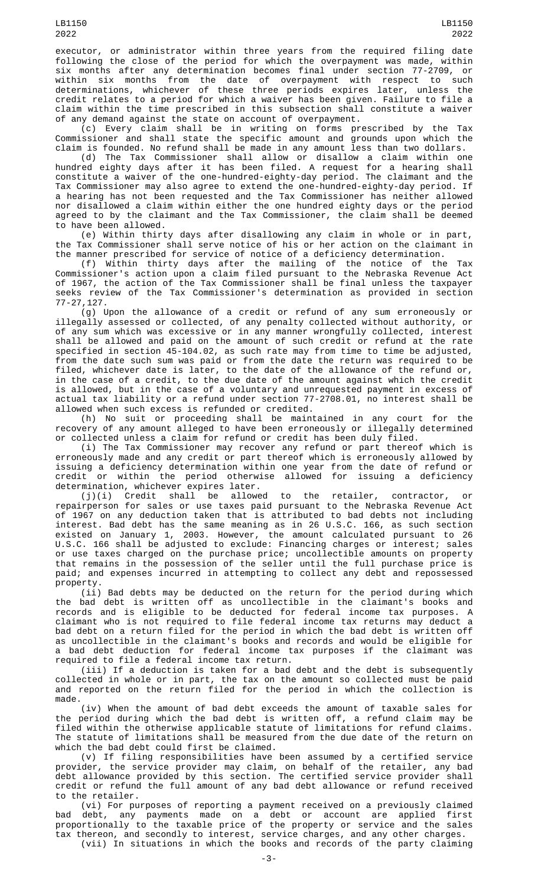executor, or administrator within three years from the required filing date following the close of the period for which the overpayment was made, within six months after any determination becomes final under section 77-2709, or within six months from the date of overpayment with respect to such determinations, whichever of these three periods expires later, unless the credit relates to a period for which a waiver has been given. Failure to file a claim within the time prescribed in this subsection shall constitute a waiver of any demand against the state on account of overpayment.

(c) Every claim shall be in writing on forms prescribed by the Tax Commissioner and shall state the specific amount and grounds upon which the claim is founded. No refund shall be made in any amount less than two dollars.

(d) The Tax Commissioner shall allow or disallow a claim within one hundred eighty days after it has been filed. A request for a hearing shall constitute a waiver of the one-hundred-eighty-day period. The claimant and the Tax Commissioner may also agree to extend the one-hundred-eighty-day period. If a hearing has not been requested and the Tax Commissioner has neither allowed nor disallowed a claim within either the one hundred eighty days or the period agreed to by the claimant and the Tax Commissioner, the claim shall be deemed to have been allowed.

(e) Within thirty days after disallowing any claim in whole or in part, the Tax Commissioner shall serve notice of his or her action on the claimant in the manner prescribed for service of notice of a deficiency determination.

(f) Within thirty days after the mailing of the notice of the Tax Commissioner's action upon a claim filed pursuant to the Nebraska Revenue Act of 1967, the action of the Tax Commissioner shall be final unless the taxpayer seeks review of the Tax Commissioner's determination as provided in section 77-27,127.

(g) Upon the allowance of a credit or refund of any sum erroneously or illegally assessed or collected, of any penalty collected without authority, or of any sum which was excessive or in any manner wrongfully collected, interest shall be allowed and paid on the amount of such credit or refund at the rate specified in section 45-104.02, as such rate may from time to time be adjusted, from the date such sum was paid or from the date the return was required to be filed, whichever date is later, to the date of the allowance of the refund or, in the case of a credit, to the due date of the amount against which the credit is allowed, but in the case of a voluntary and unrequested payment in excess of actual tax liability or a refund under section 77-2708.01, no interest shall be allowed when such excess is refunded or credited.

(h) No suit or proceeding shall be maintained in any court for the recovery of any amount alleged to have been erroneously or illegally determined or collected unless a claim for refund or credit has been duly filed.

(i) The Tax Commissioner may recover any refund or part thereof which is erroneously made and any credit or part thereof which is erroneously allowed by issuing a deficiency determination within one year from the date of refund or credit or within the period otherwise allowed for issuing a deficiency determination, whichever expires later.

(j)(i) Credit shall be allowed to the retailer, contractor, or repairperson for sales or use taxes paid pursuant to the Nebraska Revenue Act of 1967 on any deduction taken that is attributed to bad debts not including interest. Bad debt has the same meaning as in 26 U.S.C. 166, as such section existed on January 1, 2003. However, the amount calculated pursuant to 26 U.S.C. 166 shall be adjusted to exclude: Financing charges or interest; sales or use taxes charged on the purchase price; uncollectible amounts on property that remains in the possession of the seller until the full purchase price is paid; and expenses incurred in attempting to collect any debt and repossessed property.

(ii) Bad debts may be deducted on the return for the period during which the bad debt is written off as uncollectible in the claimant's books and records and is eligible to be deducted for federal income tax purposes. A claimant who is not required to file federal income tax returns may deduct a bad debt on a return filed for the period in which the bad debt is written off as uncollectible in the claimant's books and records and would be eligible for a bad debt deduction for federal income tax purposes if the claimant was required to file a federal income tax return.

(iii) If a deduction is taken for a bad debt and the debt is subsequently collected in whole or in part, the tax on the amount so collected must be paid and reported on the return filed for the period in which the collection is made.

(iv) When the amount of bad debt exceeds the amount of taxable sales for the period during which the bad debt is written off, a refund claim may be filed within the otherwise applicable statute of limitations for refund claims. The statute of limitations shall be measured from the due date of the return on which the bad debt could first be claimed.

(v) If filing responsibilities have been assumed by a certified service provider, the service provider may claim, on behalf of the retailer, any bad debt allowance provided by this section. The certified service provider shall credit or refund the full amount of any bad debt allowance or refund received to the retailer.

(vi) For purposes of reporting a payment received on a previously claimed bad debt, any payments made on a debt or account are applied first proportionally to the taxable price of the property or service and the sales tax thereon, and secondly to interest, service charges, and any other charges.

(vii) In situations in which the books and records of the party claiming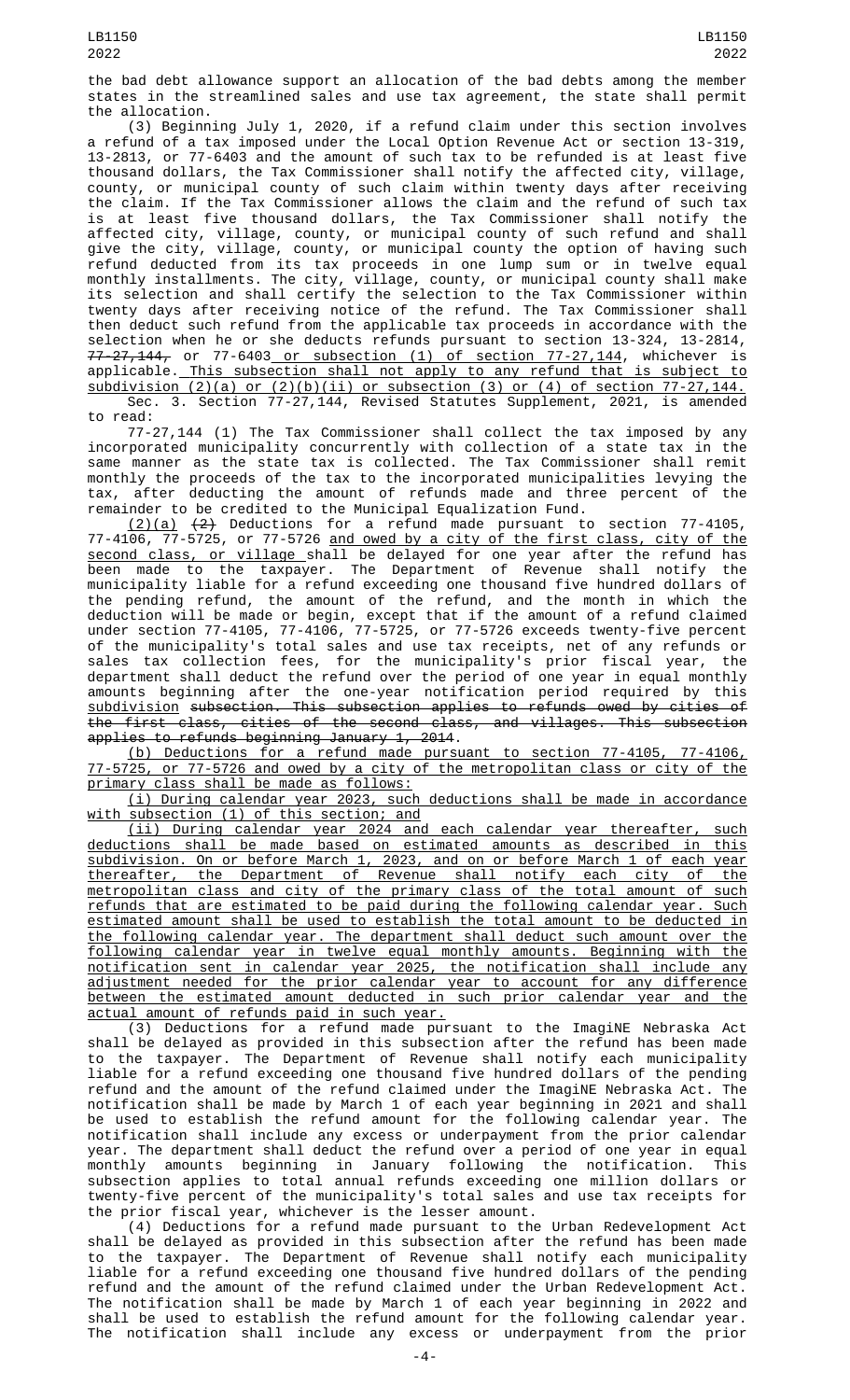the bad debt allowance support an allocation of the bad debts among the member states in the streamlined sales and use tax agreement, the state shall permit the allocation.

(3) Beginning July 1, 2020, if a refund claim under this section involves a refund of a tax imposed under the Local Option Revenue Act or section 13-319, 13-2813, or 77-6403 and the amount of such tax to be refunded is at least five thousand dollars, the Tax Commissioner shall notify the affected city, village, county, or municipal county of such claim within twenty days after receiving the claim. If the Tax Commissioner allows the claim and the refund of such tax is at least five thousand dollars, the Tax Commissioner shall notify the affected city, village, county, or municipal county of such refund and shall give the city, village, county, or municipal county the option of having such refund deducted from its tax proceeds in one lump sum or in twelve equal monthly installments. The city, village, county, or municipal county shall make its selection and shall certify the selection to the Tax Commissioner within twenty days after receiving notice of the refund. The Tax Commissioner shall then deduct such refund from the applicable tax proceeds in accordance with the selection when he or she deducts refunds pursuant to section 13-324, 13-2814, 77-27,144, or 77-6403 or subsection (1) of section 77-27,144, whichever is applicable. This subsection shall not apply to any refund that is subject to subdivision (2)(a) or (2)(b)(ii) or subsection (3) or (4) of section 77-27,144.

Sec. 3. Section 77-27,144, Revised Statutes Supplement, 2021, is amended to read:

77-27,144 (1) The Tax Commissioner shall collect the tax imposed by any incorporated municipality concurrently with collection of a state tax in the same manner as the state tax is collected. The Tax Commissioner shall remit monthly the proceeds of the tax to the incorporated municipalities levying the tax, after deducting the amount of refunds made and three percent of the remainder to be credited to the Municipal Equalization Fund.

(2)(a) (2) Deductions for a refund made pursuant to section 77-4105, 77-4106, 77-5725, or 77-5726 and owed by a city of the first class, city of the second class, or village shall be delayed for one year after the refund has been made to the taxpayer. The Department of Revenue shall notify the municipality liable for a refund exceeding one thousand five hundred dollars of the pending refund, the amount of the refund, and the month in which the deduction will be made or begin, except that if the amount of a refund claimed under section 77-4105, 77-4106, 77-5725, or 77-5726 exceeds twenty-five percent of the municipality's total sales and use tax receipts, net of any refunds or sales tax collection fees, for the municipality's prior fiscal year, the department shall deduct the refund over the period of one year in equal monthly amounts beginning after the one-year notification period required by this subdivision subsection. This subsection applies to refunds owed by cities of the first class, cities of the second class, and villages. This subsection applies to refunds beginning January 1, 2014.

(b) Deductions for a refund made pursuant to section 77-4105, 77-4106, 77-5725, or 77-5726 and owed by a city of the metropolitan class or city of the primary class shall be made as follows:

(i) During calendar year 2023, such deductions shall be made in accordance with subsection (1) of this section; and

(ii) During calendar year 2024 and each calendar year thereafter, such deductions shall be made based on estimated amounts as described in this subdivision. On or before March 1, 2023, and on or before March 1 of each year thereafter, the Department of Revenue shall notify each city of the metropolitan class and city of the primary class of the total amount of such refunds that are estimated to be paid during the following calendar year. Such estimated amount shall be used to establish the total amount to be deducted in the following calendar year. The department shall deduct such amount over the following calendar year in twelve equal monthly amounts. Beginning with the notification sent in calendar year 2025, the notification shall include any adjustment needed for the prior calendar year to account for any difference between the estimated amount deducted in such prior calendar year and the actual amount of refunds paid in such year.

(3) Deductions for a refund made pursuant to the ImagiNE Nebraska Act shall be delayed as provided in this subsection after the refund has been made to the taxpayer. The Department of Revenue shall notify each municipality liable for a refund exceeding one thousand five hundred dollars of the pending refund and the amount of the refund claimed under the ImagiNE Nebraska Act. The notification shall be made by March 1 of each year beginning in 2021 and shall be used to establish the refund amount for the following calendar year. The notification shall include any excess or underpayment from the prior calendar year. The department shall deduct the refund over a period of one year in equal monthly amounts beginning in January following the notification. This subsection applies to total annual refunds exceeding one million dollars or twenty-five percent of the municipality's total sales and use tax receipts for the prior fiscal year, whichever is the lesser amount.

(4) Deductions for a refund made pursuant to the Urban Redevelopment Act shall be delayed as provided in this subsection after the refund has been made to the taxpayer. The Department of Revenue shall notify each municipality liable for a refund exceeding one thousand five hundred dollars of the pending refund and the amount of the refund claimed under the Urban Redevelopment Act. The notification shall be made by March 1 of each year beginning in 2022 and shall be used to establish the refund amount for the following calendar year. The notification shall include any excess or underpayment from the prior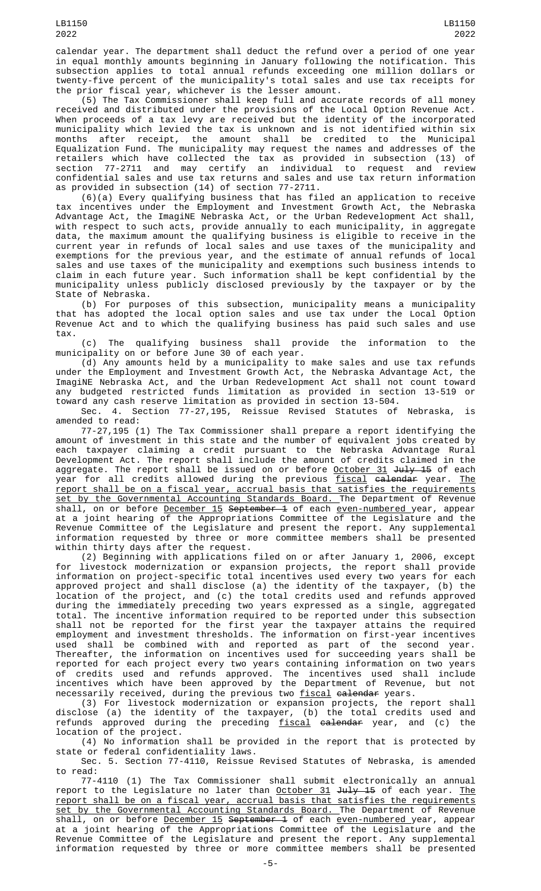calendar year. The department shall deduct the refund over a period of one year in equal monthly amounts beginning in January following the notification. This subsection applies to total annual refunds exceeding one million dollars or twenty-five percent of the municipality's total sales and use tax receipts for the prior fiscal year, whichever is the lesser amount.

(5) The Tax Commissioner shall keep full and accurate records of all money received and distributed under the provisions of the Local Option Revenue Act. When proceeds of a tax levy are received but the identity of the incorporated municipality which levied the tax is unknown and is not identified within six months after receipt, the amount shall be credited to the Municipal Equalization Fund. The municipality may request the names and addresses of the retailers which have collected the tax as provided in subsection (13) of section 77-2711 and may certify an individual to request and review confidential sales and use tax returns and sales and use tax return information as provided in subsection (14) of section 77-2711.

(6)(a) Every qualifying business that has filed an application to receive tax incentives under the Employment and Investment Growth Act, the Nebraska Advantage Act, the ImagiNE Nebraska Act, or the Urban Redevelopment Act shall, with respect to such acts, provide annually to each municipality, in aggregate data, the maximum amount the qualifying business is eligible to receive in the current year in refunds of local sales and use taxes of the municipality and exemptions for the previous year, and the estimate of annual refunds of local sales and use taxes of the municipality and exemptions such business intends to claim in each future year. Such information shall be kept confidential by the municipality unless publicly disclosed previously by the taxpayer or by the State of Nebraska.

(b) For purposes of this subsection, municipality means a municipality that has adopted the local option sales and use tax under the Local Option Revenue Act and to which the qualifying business has paid such sales and use tax.

(c) The qualifying business shall provide the information to the municipality on or before June 30 of each year.

(d) Any amounts held by a municipality to make sales and use tax refunds under the Employment and Investment Growth Act, the Nebraska Advantage Act, the ImagiNE Nebraska Act, and the Urban Redevelopment Act shall not count toward any budgeted restricted funds limitation as provided in section 13-519 or toward any cash reserve limitation as provided in section 13-504.

Sec. 4. Section 77-27,195, Reissue Revised Statutes of Nebraska, is amended to read:

77-27,195 (1) The Tax Commissioner shall prepare a report identifying the amount of investment in this state and the number of equivalent jobs created by each taxpayer claiming a credit pursuant to the Nebraska Advantage Rural Development Act. The report shall include the amount of credits claimed in the aggregate. The report shall be issued on or before October 31 ~~July 15~~ of each year for all credits allowed during the previous fiscal ~~calendar~~ year. The report shall be on a fiscal year, accrual basis that satisfies the requirements set by the Governmental Accounting Standards Board. The Department of Revenue shall, on or before December 15 ~~September 1~~ of each even-numbered year, appear at a joint hearing of the Appropriations Committee of the Legislature and the Revenue Committee of the Legislature and present the report. Any supplemental information requested by three or more committee members shall be presented within thirty days after the request.

(2) Beginning with applications filed on or after January 1, 2006, except for livestock modernization or expansion projects, the report shall provide information on project-specific total incentives used every two years for each approved project and shall disclose (a) the identity of the taxpayer, (b) the location of the project, and (c) the total credits used and refunds approved during the immediately preceding two years expressed as a single, aggregated total. The incentive information required to be reported under this subsection shall not be reported for the first year the taxpayer attains the required employment and investment thresholds. The information on first-year incentives used shall be combined with and reported as part of the second year. Thereafter, the information on incentives used for succeeding years shall be reported for each project every two years containing information on two years of credits used and refunds approved. The incentives used shall include incentives which have been approved by the Department of Revenue, but not necessarily received, during the previous two fiscal ~~calendar~~ years.

(3) For livestock modernization or expansion projects, the report shall disclose (a) the identity of the taxpayer, (b) the total credits used and refunds approved during the preceding fiscal ~~calendar~~ year, and (c) the location of the project.

(4) No information shall be provided in the report that is protected by state or federal confidentiality laws.

Sec. 5. Section 77-4110, Reissue Revised Statutes of Nebraska, is amended to read:

77-4110 (1) The Tax Commissioner shall submit electronically an annual report to the Legislature no later than October 31 ~~July 15~~ of each year. The report shall be on a fiscal year, accrual basis that satisfies the requirements set by the Governmental Accounting Standards Board. The Department of Revenue shall, on or before December 15 ~~September 1~~ of each even-numbered year, appear at a joint hearing of the Appropriations Committee of the Legislature and the Revenue Committee of the Legislature and present the report. Any supplemental information requested by three or more committee members shall be presented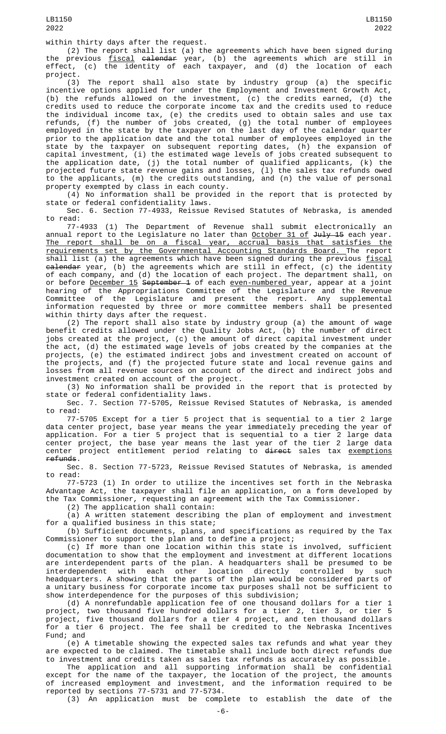within thirty days after the request.

(2) The report shall list (a) the agreements which have been signed during the previous fiscal ~~calendar~~ year, (b) the agreements which are still in effect, (c) the identity of each taxpayer, and (d) the location of each project.

(3) The report shall also state by industry group (a) the specific incentive options applied for under the Employment and Investment Growth Act, (b) the refunds allowed on the investment, (c) the credits earned, (d) the credits used to reduce the corporate income tax and the credits used to reduce the individual income tax, (e) the credits used to obtain sales and use tax refunds, (f) the number of jobs created, (g) the total number of employees employed in the state by the taxpayer on the last day of the calendar quarter prior to the application date and the total number of employees employed in the state by the taxpayer on subsequent reporting dates, (h) the expansion of capital investment, (i) the estimated wage levels of jobs created subsequent to the application date, (j) the total number of qualified applicants, (k) the projected future state revenue gains and losses, (l) the sales tax refunds owed to the applicants, (m) the credits outstanding, and (n) the value of personal property exempted by class in each county.

(4) No information shall be provided in the report that is protected by state or federal confidentiality laws.

Sec. 6. Section 77-4933, Reissue Revised Statutes of Nebraska, is amended to read:

77-4933 (1) The Department of Revenue shall submit electronically an annual report to the Legislature no later than October 31 of ~~July 15~~ each year. The report shall be on a fiscal year, accrual basis that satisfies the requirements set by the Governmental Accounting Standards Board. The report shall list (a) the agreements which have been signed during the previous fiscal ~~calendar~~ year, (b) the agreements which are still in effect, (c) the identity of each company, and (d) the location of each project. The department shall, on or before December 15 ~~September 1~~ of each even-numbered year, appear at a joint hearing of the Appropriations Committee of the Legislature and the Revenue Committee of the Legislature and present the report. Any supplemental information requested by three or more committee members shall be presented within thirty days after the request.

(2) The report shall also state by industry group (a) the amount of wage benefit credits allowed under the Quality Jobs Act, (b) the number of direct jobs created at the project, (c) the amount of direct capital investment under the act, (d) the estimated wage levels of jobs created by the companies at the projects, (e) the estimated indirect jobs and investment created on account of the projects, and (f) the projected future state and local revenue gains and losses from all revenue sources on account of the direct and indirect jobs and investment created on account of the project.

(3) No information shall be provided in the report that is protected by state or federal confidentiality laws.

Sec. 7. Section 77-5705, Reissue Revised Statutes of Nebraska, is amended to read:

77-5705 Except for a tier 5 project that is sequential to a tier 2 large data center project, base year means the year immediately preceding the year of application. For a tier 5 project that is sequential to a tier 2 large data center project, the base year means the last year of the tier 2 large data center project entitlement period relating to ~~direct~~ sales tax exemptions ~~refunds~~.

Sec. 8. Section 77-5723, Reissue Revised Statutes of Nebraska, is amended to read:

77-5723 (1) In order to utilize the incentives set forth in the Nebraska Advantage Act, the taxpayer shall file an application, on a form developed by the Tax Commissioner, requesting an agreement with the Tax Commissioner.

(2) The application shall contain:

(a) A written statement describing the plan of employment and investment for a qualified business in this state;

(b) Sufficient documents, plans, and specifications as required by the Tax Commissioner to support the plan and to define a project;

(c) If more than one location within this state is involved, sufficient documentation to show that the employment and investment at different locations are interdependent parts of the plan. A headquarters shall be presumed to be interdependent with each other location directly controlled by such headquarters. A showing that the parts of the plan would be considered parts of a unitary business for corporate income tax purposes shall not be sufficient to show interdependence for the purposes of this subdivision;

(d) A nonrefundable application fee of one thousand dollars for a tier 1 project, two thousand five hundred dollars for a tier 2, tier 3, or tier 5 project, five thousand dollars for a tier 4 project, and ten thousand dollars for a tier 6 project. The fee shall be credited to the Nebraska Incentives Fund; and

(e) A timetable showing the expected sales tax refunds and what year they are expected to be claimed. The timetable shall include both direct refunds due to investment and credits taken as sales tax refunds as accurately as possible.

The application and all supporting information shall be confidential except for the name of the taxpayer, the location of the project, the amounts of increased employment and investment, and the information required to be reported by sections 77-5731 and 77-5734.

(3) An application must be complete to establish the date of the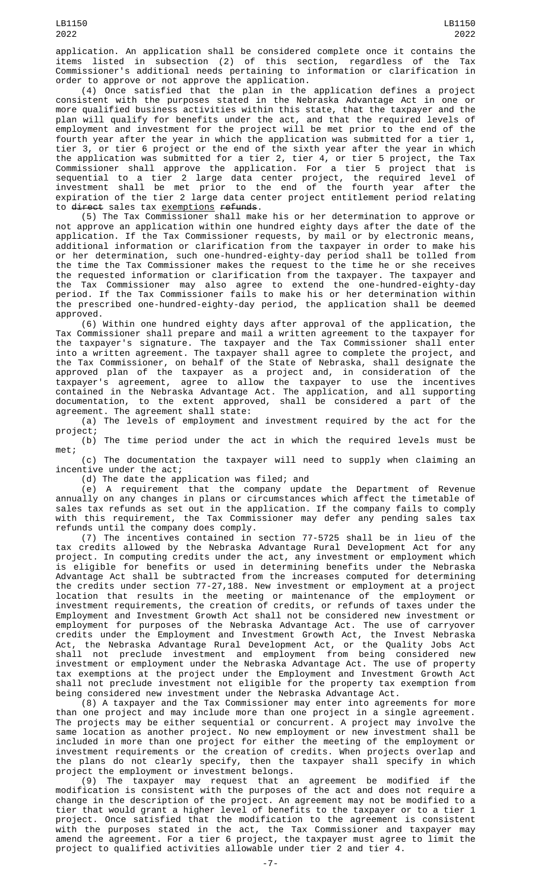application. An application shall be considered complete once it contains the items listed in subsection (2) of this section, regardless of the Tax Commissioner's additional needs pertaining to information or clarification in order to approve or not approve the application.

(4) Once satisfied that the plan in the application defines a project consistent with the purposes stated in the Nebraska Advantage Act in one or more qualified business activities within this state, that the taxpayer and the plan will qualify for benefits under the act, and that the required levels of employment and investment for the project will be met prior to the end of the fourth year after the year in which the application was submitted for a tier 1, tier 3, or tier 6 project or the end of the sixth year after the year in which the application was submitted for a tier 2, tier 4, or tier 5 project, the Tax Commissioner shall approve the application. For a tier 5 project that is sequential to a tier 2 large data center project, the required level of investment shall be met prior to the end of the fourth year after the expiration of the tier 2 large data center project entitlement period relating to ~~direct~~ sales tax exemptions ~~refunds~~.

(5) The Tax Commissioner shall make his or her determination to approve or not approve an application within one hundred eighty days after the date of the application. If the Tax Commissioner requests, by mail or by electronic means, additional information or clarification from the taxpayer in order to make his or her determination, such one-hundred-eighty-day period shall be tolled from the time the Tax Commissioner makes the request to the time he or she receives the requested information or clarification from the taxpayer. The taxpayer and the Tax Commissioner may also agree to extend the one-hundred-eighty-day period. If the Tax Commissioner fails to make his or her determination within the prescribed one-hundred-eighty-day period, the application shall be deemed approved.

(6) Within one hundred eighty days after approval of the application, the Tax Commissioner shall prepare and mail a written agreement to the taxpayer for the taxpayer's signature. The taxpayer and the Tax Commissioner shall enter into a written agreement. The taxpayer shall agree to complete the project, and the Tax Commissioner, on behalf of the State of Nebraska, shall designate the approved plan of the taxpayer as a project and, in consideration of the taxpayer's agreement, agree to allow the taxpayer to use the incentives contained in the Nebraska Advantage Act. The application, and all supporting documentation, to the extent approved, shall be considered a part of the agreement. The agreement shall state:

(a) The levels of employment and investment required by the act for the project;

(b) The time period under the act in which the required levels must be met;

(c) The documentation the taxpayer will need to supply when claiming an incentive under the act;

(d) The date the application was filed; and

(e) A requirement that the company update the Department of Revenue annually on any changes in plans or circumstances which affect the timetable of sales tax refunds as set out in the application. If the company fails to comply with this requirement, the Tax Commissioner may defer any pending sales tax refunds until the company does comply.

(7) The incentives contained in section 77-5725 shall be in lieu of the tax credits allowed by the Nebraska Advantage Rural Development Act for any project. In computing credits under the act, any investment or employment which is eligible for benefits or used in determining benefits under the Nebraska Advantage Act shall be subtracted from the increases computed for determining the credits under section 77-27,188. New investment or employment at a project location that results in the meeting or maintenance of the employment or investment requirements, the creation of credits, or refunds of taxes under the Employment and Investment Growth Act shall not be considered new investment or employment for purposes of the Nebraska Advantage Act. The use of carryover credits under the Employment and Investment Growth Act, the Invest Nebraska Act, the Nebraska Advantage Rural Development Act, or the Quality Jobs Act shall not preclude investment and employment from being considered new investment or employment under the Nebraska Advantage Act. The use of property tax exemptions at the project under the Employment and Investment Growth Act shall not preclude investment not eligible for the property tax exemption from being considered new investment under the Nebraska Advantage Act.

(8) A taxpayer and the Tax Commissioner may enter into agreements for more than one project and may include more than one project in a single agreement. The projects may be either sequential or concurrent. A project may involve the same location as another project. No new employment or new investment shall be included in more than one project for either the meeting of the employment or investment requirements or the creation of credits. When projects overlap and the plans do not clearly specify, then the taxpayer shall specify in which project the employment or investment belongs.

(9) The taxpayer may request that an agreement be modified if the modification is consistent with the purposes of the act and does not require a change in the description of the project. An agreement may not be modified to a tier that would grant a higher level of benefits to the taxpayer or to a tier 1 project. Once satisfied that the modification to the agreement is consistent with the purposes stated in the act, the Tax Commissioner and taxpayer may amend the agreement. For a tier 6 project, the taxpayer must agree to limit the project to qualified activities allowable under tier 2 and tier 4.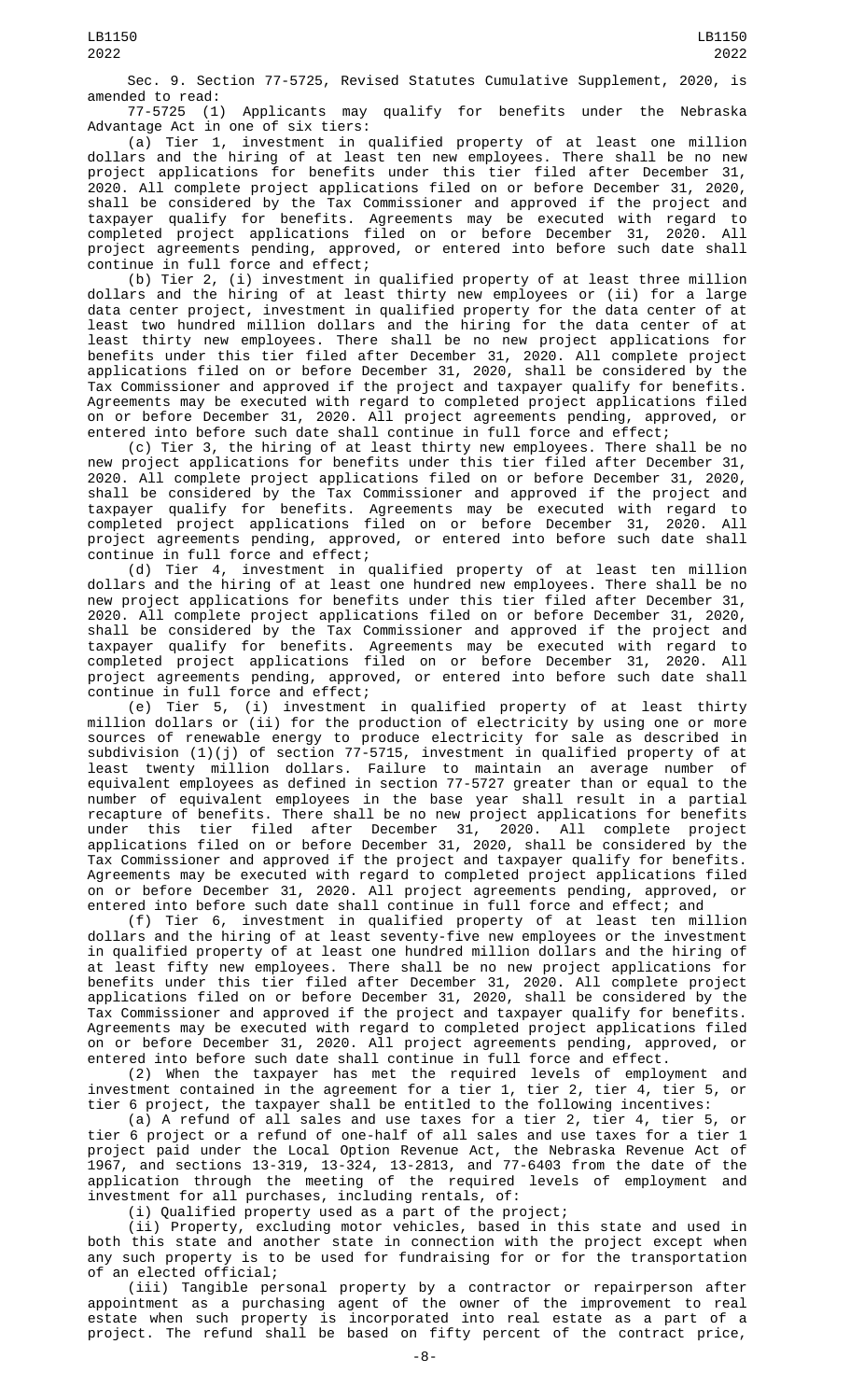Sec. 9. Section 77-5725, Revised Statutes Cumulative Supplement, 2020, is amended to read:

77-5725 (1) Applicants may qualify for benefits under the Nebraska Advantage Act in one of six tiers:

(a) Tier 1, investment in qualified property of at least one million dollars and the hiring of at least ten new employees. There shall be no new project applications for benefits under this tier filed after December 31, 2020. All complete project applications filed on or before December 31, 2020, shall be considered by the Tax Commissioner and approved if the project and taxpayer qualify for benefits. Agreements may be executed with regard to completed project applications filed on or before December 31, 2020. All project agreements pending, approved, or entered into before such date shall continue in full force and effect;

(b) Tier 2, (i) investment in qualified property of at least three million dollars and the hiring of at least thirty new employees or (ii) for a large data center project, investment in qualified property for the data center of at least two hundred million dollars and the hiring for the data center of at least thirty new employees. There shall be no new project applications for benefits under this tier filed after December 31, 2020. All complete project applications filed on or before December 31, 2020, shall be considered by the Tax Commissioner and approved if the project and taxpayer qualify for benefits. Agreements may be executed with regard to completed project applications filed on or before December 31, 2020. All project agreements pending, approved, or entered into before such date shall continue in full force and effect;

(c) Tier 3, the hiring of at least thirty new employees. There shall be no new project applications for benefits under this tier filed after December 31, 2020. All complete project applications filed on or before December 31, 2020, shall be considered by the Tax Commissioner and approved if the project and taxpayer qualify for benefits. Agreements may be executed with regard to completed project applications filed on or before December 31, 2020. All project agreements pending, approved, or entered into before such date shall continue in full force and effect;

(d) Tier 4, investment in qualified property of at least ten million dollars and the hiring of at least one hundred new employees. There shall be no new project applications for benefits under this tier filed after December 31, 2020. All complete project applications filed on or before December 31, 2020, shall be considered by the Tax Commissioner and approved if the project and taxpayer qualify for benefits. Agreements may be executed with regard to completed project applications filed on or before December 31, 2020. All project agreements pending, approved, or entered into before such date shall continue in full force and effect;

(e) Tier 5, (i) investment in qualified property of at least thirty million dollars or (ii) for the production of electricity by using one or more sources of renewable energy to produce electricity for sale as described in subdivision (1)(j) of section 77-5715, investment in qualified property of at least twenty million dollars. Failure to maintain an average number of equivalent employees as defined in section 77-5727 greater than or equal to the number of equivalent employees in the base year shall result in a partial recapture of benefits. There shall be no new project applications for benefits under this tier filed after December 31, 2020. All complete project applications filed on or before December 31, 2020, shall be considered by the Tax Commissioner and approved if the project and taxpayer qualify for benefits. Agreements may be executed with regard to completed project applications filed on or before December 31, 2020. All project agreements pending, approved, or entered into before such date shall continue in full force and effect; and

(f) Tier 6, investment in qualified property of at least ten million dollars and the hiring of at least seventy-five new employees or the investment in qualified property of at least one hundred million dollars and the hiring of at least fifty new employees. There shall be no new project applications for benefits under this tier filed after December 31, 2020. All complete project applications filed on or before December 31, 2020, shall be considered by the Tax Commissioner and approved if the project and taxpayer qualify for benefits. Agreements may be executed with regard to completed project applications filed on or before December 31, 2020. All project agreements pending, approved, or entered into before such date shall continue in full force and effect.

(2) When the taxpayer has met the required levels of employment and investment contained in the agreement for a tier 1, tier 2, tier 4, tier 5, or tier 6 project, the taxpayer shall be entitled to the following incentives:

(a) A refund of all sales and use taxes for a tier 2, tier 4, tier 5, or tier 6 project or a refund of one-half of all sales and use taxes for a tier 1 project paid under the Local Option Revenue Act, the Nebraska Revenue Act of 1967, and sections 13-319, 13-324, 13-2813, and 77-6403 from the date of the application through the meeting of the required levels of employment and investment for all purchases, including rentals, of:

(i) Qualified property used as a part of the project;

(ii) Property, excluding motor vehicles, based in this state and used in both this state and another state in connection with the project except when any such property is to be used for fundraising for or for the transportation of an elected official;

(iii) Tangible personal property by a contractor or repairperson after appointment as a purchasing agent of the owner of the improvement to real estate when such property is incorporated into real estate as a part of a project. The refund shall be based on fifty percent of the contract price,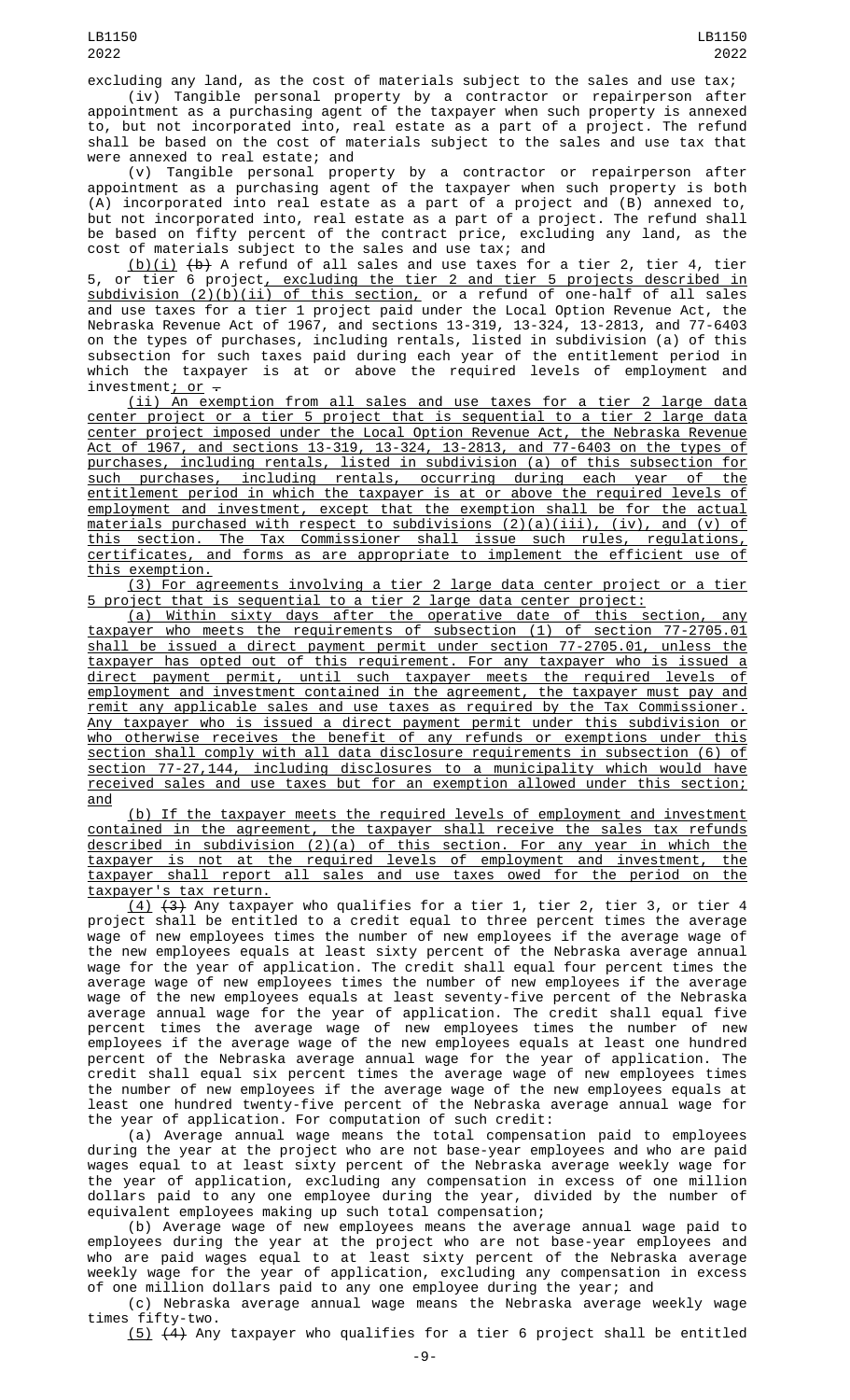excluding any land, as the cost of materials subject to the sales and use tax;

(iv) Tangible personal property by a contractor or repairperson after appointment as a purchasing agent of the taxpayer when such property is annexed to, but not incorporated into, real estate as a part of a project. The refund shall be based on the cost of materials subject to the sales and use tax that were annexed to real estate; and

(v) Tangible personal property by a contractor or repairperson after appointment as a purchasing agent of the taxpayer when such property is both (A) incorporated into real estate as a part of a project and (B) annexed to, but not incorporated into, real estate as a part of a project. The refund shall be based on fifty percent of the contract price, excluding any land, as the cost of materials subject to the sales and use tax; and

(b)(i) ~~(b)~~ A refund of all sales and use taxes for a tier 2, tier 4, tier 5, or tier 6 project, excluding the tier 2 and tier 5 projects described in subdivision (2)(b)(ii) of this section, or a refund of one-half of all sales and use taxes for a tier 1 project paid under the Local Option Revenue Act, the Nebraska Revenue Act of 1967, and sections 13-319, 13-324, 13-2813, and 77-6403 on the types of purchases, including rentals, listed in subdivision (a) of this subsection for such taxes paid during each year of the entitlement period in which the taxpayer is at or above the required levels of employment and investment; or ~~.~~

(ii) An exemption from all sales and use taxes for a tier 2 large data center project or a tier 5 project that is sequential to a tier 2 large data center project imposed under the Local Option Revenue Act, the Nebraska Revenue Act of 1967, and sections 13-319, 13-324, 13-2813, and 77-6403 on the types of purchases, including rentals, listed in subdivision (a) of this subsection for such purchases, including rentals, occurring during each year of the entitlement period in which the taxpayer is at or above the required levels of employment and investment, except that the exemption shall be for the actual materials purchased with respect to subdivisions (2)(a)(iii), (iv), and (v) of this section. The Tax Commissioner shall issue such rules, regulations, certificates, and forms as are appropriate to implement the efficient use of this exemption.

(3) For agreements involving a tier 2 large data center project or a tier 5 project that is sequential to a tier 2 large data center project:

(a) Within sixty days after the operative date of this section, any taxpayer who meets the requirements of subsection (1) of section 77-2705.01 shall be issued a direct payment permit under section 77-2705.01, unless the taxpayer has opted out of this requirement. For any taxpayer who is issued a direct payment permit, until such taxpayer meets the required levels of employment and investment contained in the agreement, the taxpayer must pay and remit any applicable sales and use taxes as required by the Tax Commissioner. Any taxpayer who is issued a direct payment permit under this subdivision or who otherwise receives the benefit of any refunds or exemptions under this section shall comply with all data disclosure requirements in subsection (6) of section 77-27,144, including disclosures to a municipality which would have received sales and use taxes but for an exemption allowed under this section; and

(b) If the taxpayer meets the required levels of employment and investment contained in the agreement, the taxpayer shall receive the sales tax refunds described in subdivision (2)(a) of this section. For any year in which the taxpayer is not at the required levels of employment and investment, the taxpayer shall report all sales and use taxes owed for the period on the taxpayer's tax return.

(4) ~~(3)~~ Any taxpayer who qualifies for a tier 1, tier 2, tier 3, or tier 4 project shall be entitled to a credit equal to three percent times the average wage of new employees times the number of new employees if the average wage of the new employees equals at least sixty percent of the Nebraska average annual wage for the year of application. The credit shall equal four percent times the average wage of new employees times the number of new employees if the average wage of the new employees equals at least seventy-five percent of the Nebraska average annual wage for the year of application. The credit shall equal five percent times the average wage of new employees times the number of new employees if the average wage of the new employees equals at least one hundred percent of the Nebraska average annual wage for the year of application. The credit shall equal six percent times the average wage of new employees times the number of new employees if the average wage of the new employees equals at least one hundred twenty-five percent of the Nebraska average annual wage for the year of application. For computation of such credit:

(a) Average annual wage means the total compensation paid to employees during the year at the project who are not base-year employees and who are paid wages equal to at least sixty percent of the Nebraska average weekly wage for the year of application, excluding any compensation in excess of one million dollars paid to any one employee during the year, divided by the number of equivalent employees making up such total compensation;

(b) Average wage of new employees means the average annual wage paid to employees during the year at the project who are not base-year employees and who are paid wages equal to at least sixty percent of the Nebraska average weekly wage for the year of application, excluding any compensation in excess of one million dollars paid to any one employee during the year; and

(c) Nebraska average annual wage means the Nebraska average weekly wage times fifty-two.

(5) ~~(4)~~ Any taxpayer who qualifies for a tier 6 project shall be entitled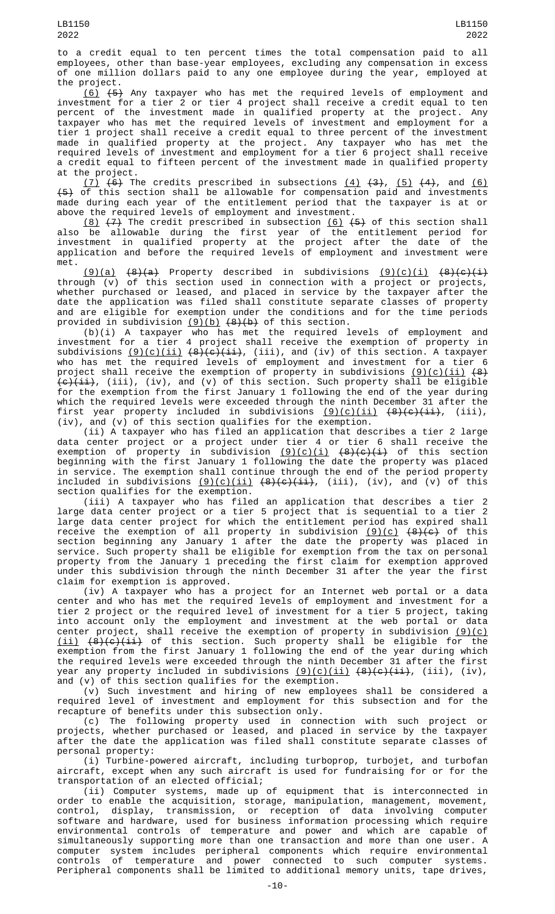to a credit equal to ten percent times the total compensation paid to all employees, other than base-year employees, excluding any compensation in excess of one million dollars paid to any one employee during the year, employed at the project.

(6) ~~(5)~~ Any taxpayer who has met the required levels of employment and investment for a tier 2 or tier 4 project shall receive a credit equal to ten percent of the investment made in qualified property at the project. Any taxpayer who has met the required levels of investment and employment for a tier 1 project shall receive a credit equal to three percent of the investment made in qualified property at the project. Any taxpayer who has met the required levels of investment and employment for a tier 6 project shall receive a credit equal to fifteen percent of the investment made in qualified property at the project.

(7) ~~(6)~~ The credits prescribed in subsections (4) ~~(3)~~, (5) ~~(4)~~, and (6) ~~(5)~~ of this section shall be allowable for compensation paid and investments made during each year of the entitlement period that the taxpayer is at or above the required levels of employment and investment.

(8) ~~(7)~~ The credit prescribed in subsection (6) ~~(5)~~ of this section shall also be allowable during the first year of the entitlement period for investment in qualified property at the project after the date of the application and before the required levels of employment and investment were met.

(9)(a) ~~(8)(a)~~ Property described in subdivisions (9)(c)(i) ~~(8)(c)(i)~~ through (v) of this section used in connection with a project or projects, whether purchased or leased, and placed in service by the taxpayer after the date the application was filed shall constitute separate classes of property and are eligible for exemption under the conditions and for the time periods provided in subdivision (9)(b) ~~(8)(b)~~ of this section.

(b)(i) A taxpayer who has met the required levels of employment and investment for a tier 4 project shall receive the exemption of property in subdivisions (9)(c)(ii) ~~(8)(c)(ii)~~, (iii), and (iv) of this section. A taxpayer who has met the required levels of employment and investment for a tier 6 project shall receive the exemption of property in subdivisions (9)(c)(ii) ~~(8)(c)(ii)~~, (iii), (iv), and (v) of this section. Such property shall be eligible for the exemption from the first January 1 following the end of the year during which the required levels were exceeded through the ninth December 31 after the first year property included in subdivisions (9)(c)(ii) ~~(8)(c)(ii)~~, (iii), (iv), and (v) of this section qualifies for the exemption.

(ii) A taxpayer who has filed an application that describes a tier 2 large data center project or a project under tier 4 or tier 6 shall receive the exemption of property in subdivision (9)(c)(i) ~~(8)(c)(i)~~ of this section beginning with the first January 1 following the date the property was placed in service. The exemption shall continue through the end of the period property included in subdivisions (9)(c)(ii) ~~(8)(c)(ii)~~, (iii), (iv), and (v) of this section qualifies for the exemption.

(iii) A taxpayer who has filed an application that describes a tier 2 large data center project or a tier 5 project that is sequential to a tier 2 large data center project for which the entitlement period has expired shall receive the exemption of all property in subdivision (9)(c) ~~(8)(c)~~ of this section beginning any January 1 after the date the property was placed in service. Such property shall be eligible for exemption from the tax on personal property from the January 1 preceding the first claim for exemption approved under this subdivision through the ninth December 31 after the year the first claim for exemption is approved.

(iv) A taxpayer who has a project for an Internet web portal or a data center and who has met the required levels of employment and investment for a tier 2 project or the required level of investment for a tier 5 project, taking into account only the employment and investment at the web portal or data center project, shall receive the exemption of property in subdivision (9)(c)(ii) ~~(8)(c)(ii)~~ of this section. Such property shall be eligible for the exemption from the first January 1 following the end of the year during which the required levels were exceeded through the ninth December 31 after the first year any property included in subdivisions (9)(c)(ii) ~~(8)(c)(ii)~~, (iii), (iv), and (v) of this section qualifies for the exemption.

(v) Such investment and hiring of new employees shall be considered a required level of investment and employment for this subsection and for the recapture of benefits under this subsection only.

(c) The following property used in connection with such project or projects, whether purchased or leased, and placed in service by the taxpayer after the date the application was filed shall constitute separate classes of personal property:

(i) Turbine-powered aircraft, including turboprop, turbojet, and turbofan aircraft, except when any such aircraft is used for fundraising for or for the transportation of an elected official;

(ii) Computer systems, made up of equipment that is interconnected in order to enable the acquisition, storage, manipulation, management, movement, control, display, transmission, or reception of data involving computer software and hardware, used for business information processing which require environmental controls of temperature and power and which are capable of simultaneously supporting more than one transaction and more than one user. A computer system includes peripheral components which require environmental controls of temperature and power connected to such computer systems. Peripheral components shall be limited to additional memory units, tape drives,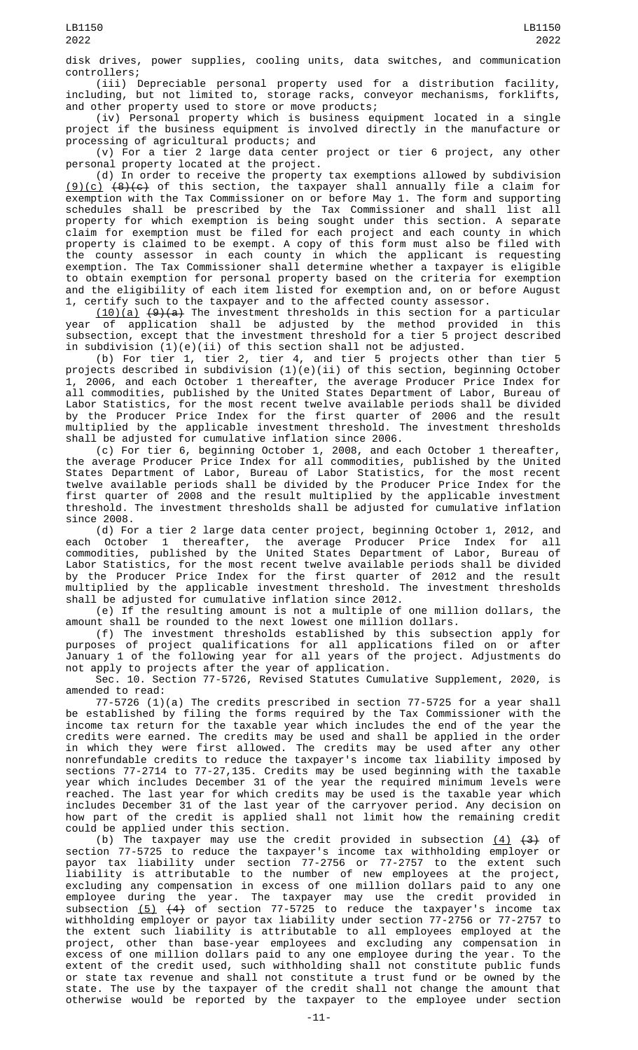disk drives, power supplies, cooling units, data switches, and communication controllers;

(iii) Depreciable personal property used for a distribution facility, including, but not limited to, storage racks, conveyor mechanisms, forklifts, and other property used to store or move products;

(iv) Personal property which is business equipment located in a single project if the business equipment is involved directly in the manufacture or processing of agricultural products; and

(v) For a tier 2 large data center project or tier 6 project, any other personal property located at the project.

(d) In order to receive the property tax exemptions allowed by subdivision (9)(c) ~~(8)(c)~~ of this section, the taxpayer shall annually file a claim for exemption with the Tax Commissioner on or before May 1. The form and supporting schedules shall be prescribed by the Tax Commissioner and shall list all property for which exemption is being sought under this section. A separate claim for exemption must be filed for each project and each county in which property is claimed to be exempt. A copy of this form must also be filed with the county assessor in each county in which the applicant is requesting exemption. The Tax Commissioner shall determine whether a taxpayer is eligible to obtain exemption for personal property based on the criteria for exemption and the eligibility of each item listed for exemption and, on or before August 1, certify such to the taxpayer and to the affected county assessor.

(10)(a) ~~(9)(a)~~ The investment thresholds in this section for a particular year of application shall be adjusted by the method provided in this subsection, except that the investment threshold for a tier 5 project described in subdivision (1)(e)(ii) of this section shall not be adjusted.

(b) For tier 1, tier 2, tier 4, and tier 5 projects other than tier 5 projects described in subdivision (1)(e)(ii) of this section, beginning October 1, 2006, and each October 1 thereafter, the average Producer Price Index for all commodities, published by the United States Department of Labor, Bureau of Labor Statistics, for the most recent twelve available periods shall be divided by the Producer Price Index for the first quarter of 2006 and the result multiplied by the applicable investment threshold. The investment thresholds shall be adjusted for cumulative inflation since 2006.

(c) For tier 6, beginning October 1, 2008, and each October 1 thereafter, the average Producer Price Index for all commodities, published by the United States Department of Labor, Bureau of Labor Statistics, for the most recent twelve available periods shall be divided by the Producer Price Index for the first quarter of 2008 and the result multiplied by the applicable investment threshold. The investment thresholds shall be adjusted for cumulative inflation since 2008.

(d) For a tier 2 large data center project, beginning October 1, 2012, and each October 1 thereafter, the average Producer Price Index for all commodities, published by the United States Department of Labor, Bureau of Labor Statistics, for the most recent twelve available periods shall be divided by the Producer Price Index for the first quarter of 2012 and the result multiplied by the applicable investment threshold. The investment thresholds shall be adjusted for cumulative inflation since 2012.

(e) If the resulting amount is not a multiple of one million dollars, the amount shall be rounded to the next lowest one million dollars.

(f) The investment thresholds established by this subsection apply for purposes of project qualifications for all applications filed on or after January 1 of the following year for all years of the project. Adjustments do not apply to projects after the year of application.

Sec. 10. Section 77-5726, Revised Statutes Cumulative Supplement, 2020, is amended to read:

77-5726 (1)(a) The credits prescribed in section 77-5725 for a year shall be established by filing the forms required by the Tax Commissioner with the income tax return for the taxable year which includes the end of the year the credits were earned. The credits may be used and shall be applied in the order in which they were first allowed. The credits may be used after any other nonrefundable credits to reduce the taxpayer's income tax liability imposed by sections 77-2714 to 77-27,135. Credits may be used beginning with the taxable year which includes December 31 of the year the required minimum levels were reached. The last year for which credits may be used is the taxable year which includes December 31 of the last year of the carryover period. Any decision on how part of the credit is applied shall not limit how the remaining credit could be applied under this section.

(b) The taxpayer may use the credit provided in subsection (4) ~~(3)~~ of section 77-5725 to reduce the taxpayer's income tax withholding employer or payor tax liability under section 77-2756 or 77-2757 to the extent such liability is attributable to the number of new employees at the project, excluding any compensation in excess of one million dollars paid to any one employee during the year. The taxpayer may use the credit provided in subsection (5) ~~(4)~~ of section 77-5725 to reduce the taxpayer's income tax withholding employer or payor tax liability under section 77-2756 or 77-2757 to the extent such liability is attributable to all employees employed at the project, other than base-year employees and excluding any compensation in excess of one million dollars paid to any one employee during the year. To the extent of the credit used, such withholding shall not constitute public funds or state tax revenue and shall not constitute a trust fund or be owned by the state. The use by the taxpayer of the credit shall not change the amount that otherwise would be reported by the taxpayer to the employee under section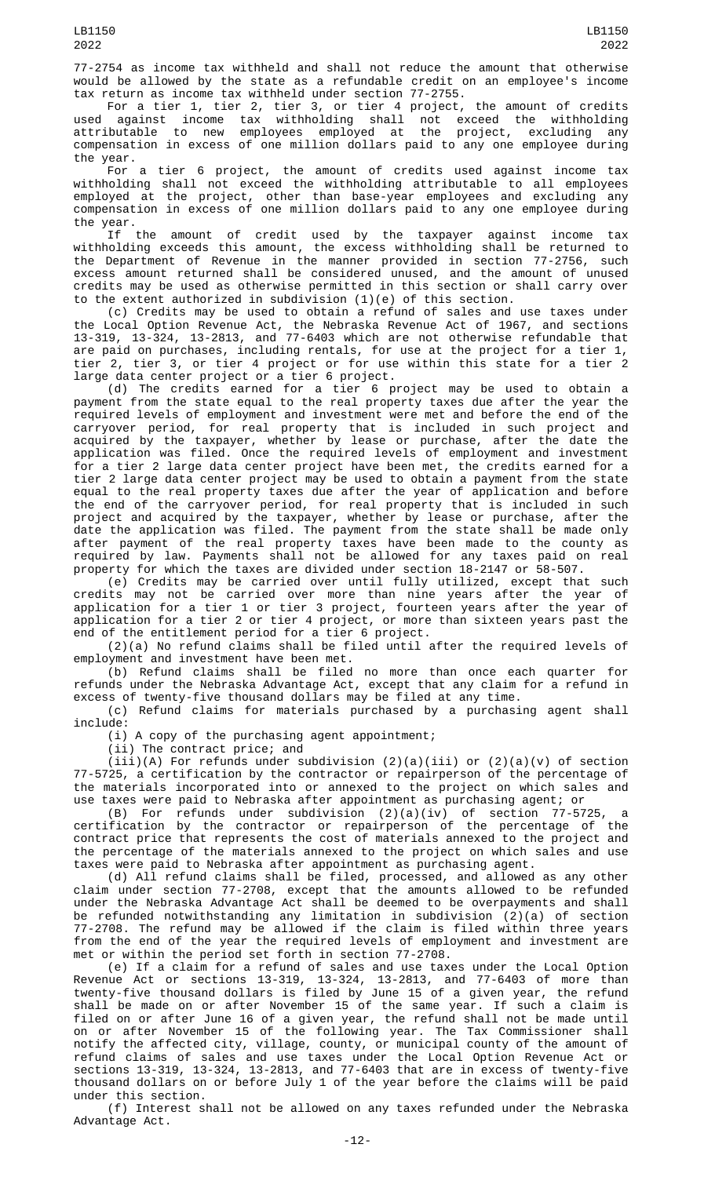77-2754 as income tax withheld and shall not reduce the amount that otherwise would be allowed by the state as a refundable credit on an employee's income tax return as income tax withheld under section 77-2755.

For a tier 1, tier 2, tier 3, or tier 4 project, the amount of credits used against income tax withholding shall not exceed the withholding attributable to new employees employed at the project, excluding any compensation in excess of one million dollars paid to any one employee during the year.

For a tier 6 project, the amount of credits used against income tax withholding shall not exceed the withholding attributable to all employees employed at the project, other than base-year employees and excluding any compensation in excess of one million dollars paid to any one employee during the year.

If the amount of credit used by the taxpayer against income tax withholding exceeds this amount, the excess withholding shall be returned to the Department of Revenue in the manner provided in section 77-2756, such excess amount returned shall be considered unused, and the amount of unused credits may be used as otherwise permitted in this section or shall carry over to the extent authorized in subdivision (1)(e) of this section.

(c) Credits may be used to obtain a refund of sales and use taxes under the Local Option Revenue Act, the Nebraska Revenue Act of 1967, and sections 13-319, 13-324, 13-2813, and 77-6403 which are not otherwise refundable that are paid on purchases, including rentals, for use at the project for a tier 1, tier 2, tier 3, or tier 4 project or for use within this state for a tier 2 large data center project or a tier 6 project.

(d) The credits earned for a tier 6 project may be used to obtain a payment from the state equal to the real property taxes due after the year the required levels of employment and investment were met and before the end of the carryover period, for real property that is included in such project and acquired by the taxpayer, whether by lease or purchase, after the date the application was filed. Once the required levels of employment and investment for a tier 2 large data center project have been met, the credits earned for a tier 2 large data center project may be used to obtain a payment from the state equal to the real property taxes due after the year of application and before the end of the carryover period, for real property that is included in such project and acquired by the taxpayer, whether by lease or purchase, after the date the application was filed. The payment from the state shall be made only after payment of the real property taxes have been made to the county as required by law. Payments shall not be allowed for any taxes paid on real property for which the taxes are divided under section 18-2147 or 58-507.

(e) Credits may be carried over until fully utilized, except that such credits may not be carried over more than nine years after the year of application for a tier 1 or tier 3 project, fourteen years after the year of application for a tier 2 or tier 4 project, or more than sixteen years past the end of the entitlement period for a tier 6 project.

(2)(a) No refund claims shall be filed until after the required levels of employment and investment have been met.

(b) Refund claims shall be filed no more than once each quarter for refunds under the Nebraska Advantage Act, except that any claim for a refund in excess of twenty-five thousand dollars may be filed at any time.

(c) Refund claims for materials purchased by a purchasing agent shall include:

(i) A copy of the purchasing agent appointment;

(ii) The contract price; and

(iii)(A) For refunds under subdivision (2)(a)(iii) or (2)(a)(v) of section 77-5725, a certification by the contractor or repairperson of the percentage of the materials incorporated into or annexed to the project on which sales and use taxes were paid to Nebraska after appointment as purchasing agent; or

(B) For refunds under subdivision (2)(a)(iv) of section 77-5725, a certification by the contractor or repairperson of the percentage of the contract price that represents the cost of materials annexed to the project and the percentage of the materials annexed to the project on which sales and use taxes were paid to Nebraska after appointment as purchasing agent.

(d) All refund claims shall be filed, processed, and allowed as any other claim under section 77-2708, except that the amounts allowed to be refunded under the Nebraska Advantage Act shall be deemed to be overpayments and shall be refunded notwithstanding any limitation in subdivision (2)(a) of section 77-2708. The refund may be allowed if the claim is filed within three years from the end of the year the required levels of employment and investment are met or within the period set forth in section 77-2708.

(e) If a claim for a refund of sales and use taxes under the Local Option Revenue Act or sections 13-319, 13-324, 13-2813, and 77-6403 of more than twenty-five thousand dollars is filed by June 15 of a given year, the refund shall be made on or after November 15 of the same year. If such a claim is filed on or after June 16 of a given year, the refund shall not be made until on or after November 15 of the following year. The Tax Commissioner shall notify the affected city, village, county, or municipal county of the amount of refund claims of sales and use taxes under the Local Option Revenue Act or sections 13-319, 13-324, 13-2813, and 77-6403 that are in excess of twenty-five thousand dollars on or before July 1 of the year before the claims will be paid under this section.

(f) Interest shall not be allowed on any taxes refunded under the Nebraska Advantage Act.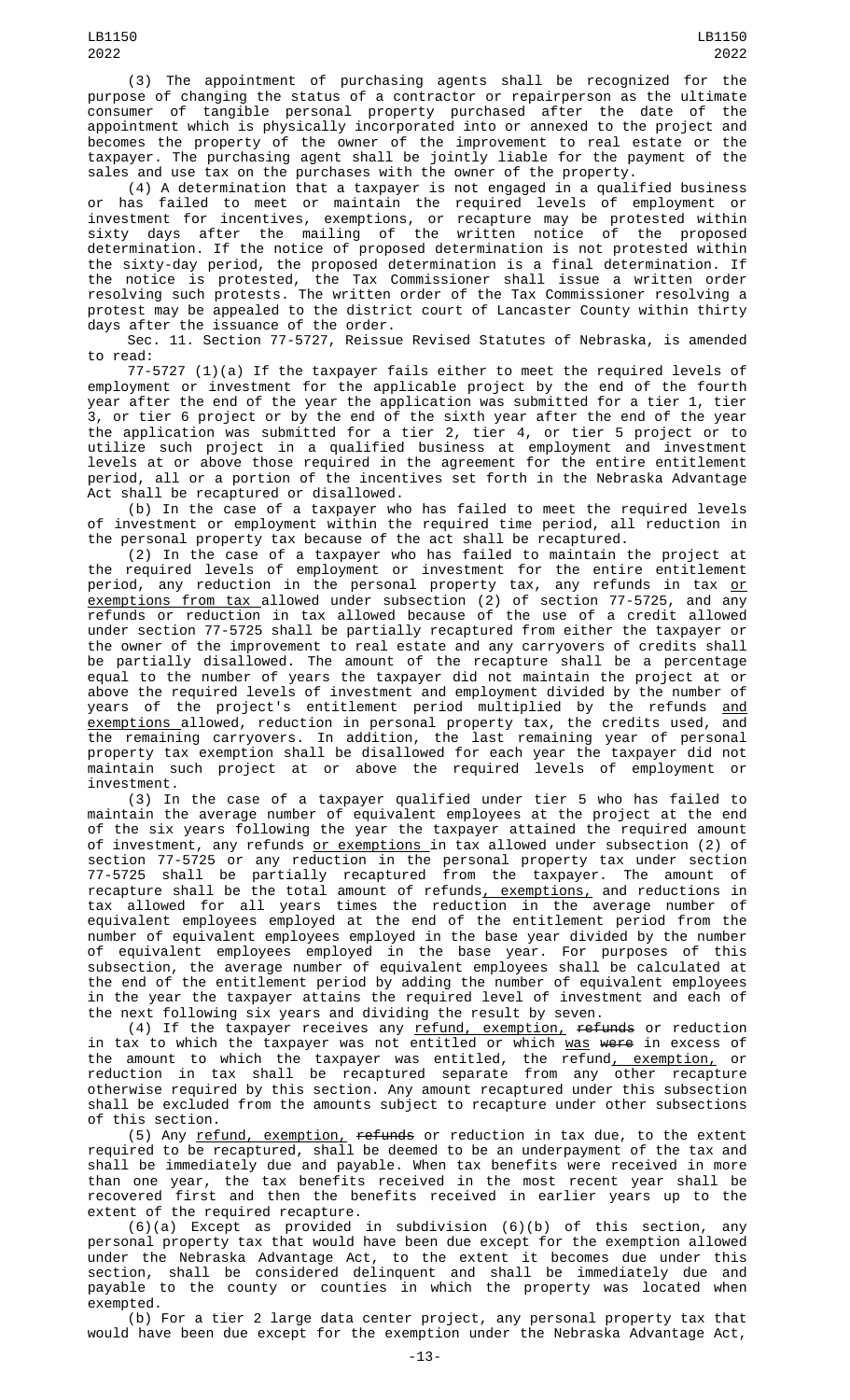(3) The appointment of purchasing agents shall be recognized for the purpose of changing the status of a contractor or repairperson as the ultimate consumer of tangible personal property purchased after the date of the appointment which is physically incorporated into or annexed to the project and becomes the property of the owner of the improvement to real estate or the taxpayer. The purchasing agent shall be jointly liable for the payment of the sales and use tax on the purchases with the owner of the property.

(4) A determination that a taxpayer is not engaged in a qualified business or has failed to meet or maintain the required levels of employment or investment for incentives, exemptions, or recapture may be protested within sixty days after the mailing of the written notice of the proposed determination. If the notice of proposed determination is not protested within the sixty-day period, the proposed determination is a final determination. If the notice is protested, the Tax Commissioner shall issue a written order resolving such protests. The written order of the Tax Commissioner resolving a protest may be appealed to the district court of Lancaster County within thirty days after the issuance of the order.

Sec. 11. Section 77-5727, Reissue Revised Statutes of Nebraska, is amended to read:

77-5727 (1)(a) If the taxpayer fails either to meet the required levels of employment or investment for the applicable project by the end of the fourth year after the end of the year the application was submitted for a tier 1, tier 3, or tier 6 project or by the end of the sixth year after the end of the year the application was submitted for a tier 2, tier 4, or tier 5 project or to utilize such project in a qualified business at employment and investment levels at or above those required in the agreement for the entire entitlement period, all or a portion of the incentives set forth in the Nebraska Advantage Act shall be recaptured or disallowed.

(b) In the case of a taxpayer who has failed to meet the required levels of investment or employment within the required time period, all reduction in the personal property tax because of the act shall be recaptured.

(2) In the case of a taxpayer who has failed to maintain the project at the required levels of employment or investment for the entire entitlement period, any reduction in the personal property tax, any refunds in tax or exemptions from tax allowed under subsection (2) of section 77-5725, and any refunds or reduction in tax allowed because of the use of a credit allowed under section 77-5725 shall be partially recaptured from either the taxpayer or the owner of the improvement to real estate and any carryovers of credits shall be partially disallowed. The amount of the recapture shall be a percentage equal to the number of years the taxpayer did not maintain the project at or above the required levels of investment and employment divided by the number of years of the project's entitlement period multiplied by the refunds and exemptions allowed, reduction in personal property tax, the credits used, and the remaining carryovers. In addition, the last remaining year of personal property tax exemption shall be disallowed for each year the taxpayer did not maintain such project at or above the required levels of employment or investment.

(3) In the case of a taxpayer qualified under tier 5 who has failed to maintain the average number of equivalent employees at the project at the end of the six years following the year the taxpayer attained the required amount of investment, any refunds or exemptions in tax allowed under subsection (2) of section 77-5725 or any reduction in the personal property tax under section 77-5725 shall be partially recaptured from the taxpayer. The amount of recapture shall be the total amount of refunds, exemptions, and reductions in tax allowed for all years times the reduction in the average number of equivalent employees employed at the end of the entitlement period from the number of equivalent employees employed in the base year divided by the number of equivalent employees employed in the base year. For purposes of this subsection, the average number of equivalent employees shall be calculated at the end of the entitlement period by adding the number of equivalent employees in the year the taxpayer attains the required level of investment and each of the next following six years and dividing the result by seven.

(4) If the taxpayer receives any refund, exemption, ~~refunds~~ or reduction in tax to which the taxpayer was not entitled or which was ~~were~~ in excess of the amount to which the taxpayer was entitled, the refund, exemption, or reduction in tax shall be recaptured separate from any other recapture otherwise required by this section. Any amount recaptured under this subsection shall be excluded from the amounts subject to recapture under other subsections of this section.

(5) Any refund, exemption, ~~refunds~~ or reduction in tax due, to the extent required to be recaptured, shall be deemed to be an underpayment of the tax and shall be immediately due and payable. When tax benefits were received in more than one year, the tax benefits received in the most recent year shall be recovered first and then the benefits received in earlier years up to the extent of the required recapture.

(6)(a) Except as provided in subdivision (6)(b) of this section, any personal property tax that would have been due except for the exemption allowed under the Nebraska Advantage Act, to the extent it becomes due under this section, shall be considered delinquent and shall be immediately due and payable to the county or counties in which the property was located when exempted.

(b) For a tier 2 large data center project, any personal property tax that would have been due except for the exemption under the Nebraska Advantage Act,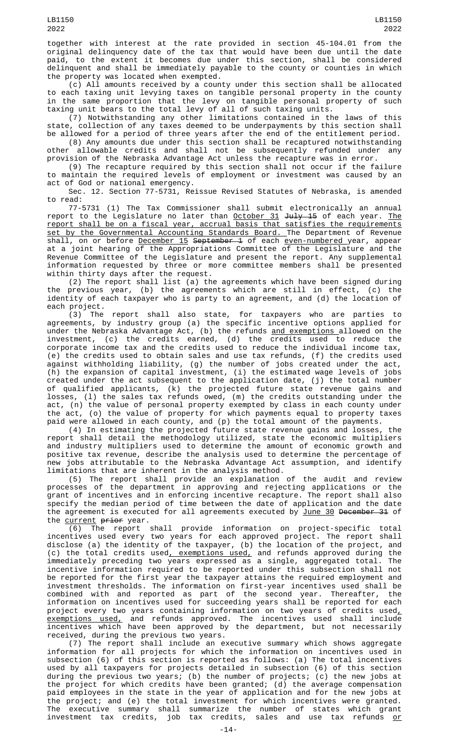together with interest at the rate provided in section 45-104.01 from the original delinquency date of the tax that would have been due until the date paid, to the extent it becomes due under this section, shall be considered delinquent and shall be immediately payable to the county or counties in which the property was located when exempted.

(c) All amounts received by a county under this section shall be allocated to each taxing unit levying taxes on tangible personal property in the county in the same proportion that the levy on tangible personal property of such taxing unit bears to the total levy of all of such taxing units.

(7) Notwithstanding any other limitations contained in the laws of this state, collection of any taxes deemed to be underpayments by this section shall be allowed for a period of three years after the end of the entitlement period.

(8) Any amounts due under this section shall be recaptured notwithstanding other allowable credits and shall not be subsequently refunded under any provision of the Nebraska Advantage Act unless the recapture was in error.

(9) The recapture required by this section shall not occur if the failure to maintain the required levels of employment or investment was caused by an act of God or national emergency.

Sec. 12. Section 77-5731, Reissue Revised Statutes of Nebraska, is amended to read:

77-5731 (1) The Tax Commissioner shall submit electronically an annual report to the Legislature no later than October 31 ~~July 15~~ of each year. The report shall be on a fiscal year, accrual basis that satisfies the requirements set by the Governmental Accounting Standards Board. The Department of Revenue shall, on or before December 15 ~~September 1~~ of each even-numbered year, appear at a joint hearing of the Appropriations Committee of the Legislature and the Revenue Committee of the Legislature and present the report. Any supplemental information requested by three or more committee members shall be presented within thirty days after the request.

(2) The report shall list (a) the agreements which have been signed during the previous year, (b) the agreements which are still in effect, (c) the identity of each taxpayer who is party to an agreement, and (d) the location of each project.

(3) The report shall also state, for taxpayers who are parties to agreements, by industry group (a) the specific incentive options applied for under the Nebraska Advantage Act, (b) the refunds and exemptions allowed on the investment, (c) the credits earned, (d) the credits used to reduce the corporate income tax and the credits used to reduce the individual income tax, (e) the credits used to obtain sales and use tax refunds, (f) the credits used against withholding liability, (g) the number of jobs created under the act, (h) the expansion of capital investment, (i) the estimated wage levels of jobs created under the act subsequent to the application date, (j) the total number of qualified applicants, (k) the projected future state revenue gains and losses, (l) the sales tax refunds owed, (m) the credits outstanding under the act, (n) the value of personal property exempted by class in each county under the act, (o) the value of property for which payments equal to property taxes paid were allowed in each county, and (p) the total amount of the payments.

(4) In estimating the projected future state revenue gains and losses, the report shall detail the methodology utilized, state the economic multipliers and industry multipliers used to determine the amount of economic growth and positive tax revenue, describe the analysis used to determine the percentage of new jobs attributable to the Nebraska Advantage Act assumption, and identify limitations that are inherent in the analysis method.

(5) The report shall provide an explanation of the audit and review processes of the department in approving and rejecting applications or the grant of incentives and in enforcing incentive recapture. The report shall also specify the median period of time between the date of application and the date the agreement is executed for all agreements executed by June 30 ~~December 31~~ of the current ~~prior~~ year.

(6) The report shall provide information on project-specific total incentives used every two years for each approved project. The report shall disclose (a) the identity of the taxpayer, (b) the location of the project, and (c) the total credits used, exemptions used, and refunds approved during the immediately preceding two years expressed as a single, aggregated total. The incentive information required to be reported under this subsection shall not be reported for the first year the taxpayer attains the required employment and investment thresholds. The information on first-year incentives used shall be combined with and reported as part of the second year. Thereafter, the information on incentives used for succeeding years shall be reported for each project every two years containing information on two years of credits used, exemptions used, and refunds approved. The incentives used shall include incentives which have been approved by the department, but not necessarily received, during the previous two years.

(7) The report shall include an executive summary which shows aggregate information for all projects for which the information on incentives used in subsection (6) of this section is reported as follows: (a) The total incentives used by all taxpayers for projects detailed in subsection (6) of this section during the previous two years; (b) the number of projects; (c) the new jobs at the project for which credits have been granted; (d) the average compensation paid employees in the state in the year of application and for the new jobs at the project; and (e) the total investment for which incentives were granted. The executive summary shall summarize the number of states which grant investment tax credits, job tax credits, sales and use tax refunds or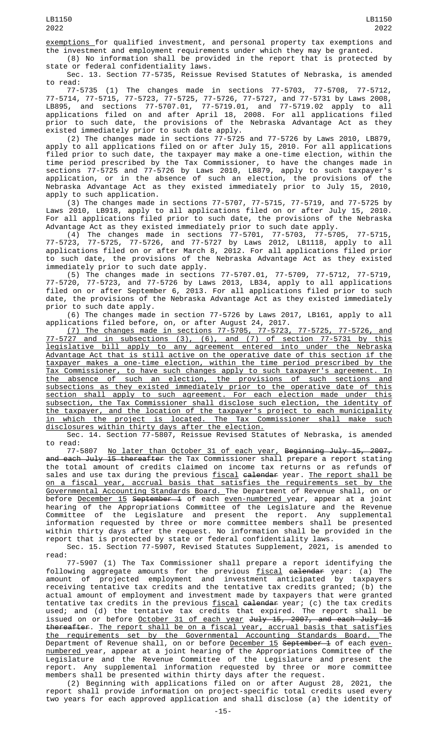exemptions for qualified investment, and personal property tax exemptions and the investment and employment requirements under which they may be granted.

(8) No information shall be provided in the report that is protected by state or federal confidentiality laws.

Sec. 13. Section 77-5735, Reissue Revised Statutes of Nebraska, is amended to read:

77-5735 (1) The changes made in sections 77-5703, 77-5708, 77-5712, 77-5714, 77-5715, 77-5723, 77-5725, 77-5726, 77-5727, and 77-5731 by Laws 2008, LB895, and sections 77-5707.01, 77-5719.01, and 77-5719.02 apply to all applications filed on and after April 18, 2008. For all applications filed prior to such date, the provisions of the Nebraska Advantage Act as they existed immediately prior to such date apply.

(2) The changes made in sections 77-5725 and 77-5726 by Laws 2010, LB879, apply to all applications filed on or after July 15, 2010. For all applications filed prior to such date, the taxpayer may make a one-time election, within the time period prescribed by the Tax Commissioner, to have the changes made in sections 77-5725 and 77-5726 by Laws 2010, LB879, apply to such taxpayer's application, or in the absence of such an election, the provisions of the Nebraska Advantage Act as they existed immediately prior to July 15, 2010, apply to such application.

(3) The changes made in sections 77-5707, 77-5715, 77-5719, and 77-5725 by Laws 2010, LB918, apply to all applications filed on or after July 15, 2010. For all applications filed prior to such date, the provisions of the Nebraska Advantage Act as they existed immediately prior to such date apply.

(4) The changes made in sections 77-5701, 77-5703, 77-5705, 77-5715, 77-5723, 77-5725, 77-5726, and 77-5727 by Laws 2012, LB1118, apply to all applications filed on or after March 8, 2012. For all applications filed prior to such date, the provisions of the Nebraska Advantage Act as they existed immediately prior to such date apply.

(5) The changes made in sections 77-5707.01, 77-5709, 77-5712, 77-5719, 77-5720, 77-5723, and 77-5726 by Laws 2013, LB34, apply to all applications filed on or after September 6, 2013. For all applications filed prior to such date, the provisions of the Nebraska Advantage Act as they existed immediately prior to such date apply.

(6) The changes made in section 77-5726 by Laws 2017, LB161, apply to all applications filed before, on, or after August 24, 2017.

(7) The changes made in sections 77-5705, 77-5723, 77-5725, 77-5726, and 77-5727 and in subsections (3), (6), and (7) of section 77-5731 by this legislative bill apply to any agreement entered into under the Nebraska Advantage Act that is still active on the operative date of this section if the taxpayer makes a one-time election, within the time period prescribed by the Tax Commissioner, to have such changes apply to such taxpayer's agreement. In the absence of such an election, the provisions of such sections and subsections as they existed immediately prior to the operative date of this section shall apply to such agreement. For each election made under this subsection, the Tax Commissioner shall disclose such election, the identity of the taxpayer, and the location of the taxpayer's project to each municipality in which the project is located. The Tax Commissioner shall make such disclosures within thirty days after the election.

Sec. 14. Section 77-5807, Reissue Revised Statutes of Nebraska, is amended to read:

77-5807 No later than October 31 of each year, Beginning July 15, 2007, and each July 15 thereafter the Tax Commissioner shall prepare a report stating the total amount of credits claimed on income tax returns or as refunds of sales and use tax during the previous fiscal calendar year. The report shall be on a fiscal year, accrual basis that satisfies the requirements set by the Governmental Accounting Standards Board. The Department of Revenue shall, on or before December 15 September 1 of each even-numbered year, appear at a joint hearing of the Appropriations Committee of the Legislature and the Revenue Committee of the Legislature and present the report. Any supplemental information requested by three or more committee members shall be presented within thirty days after the request. No information shall be provided in the report that is protected by state or federal confidentiality laws.

Sec. 15. Section 77-5907, Revised Statutes Supplement, 2021, is amended to read:

77-5907 (1) The Tax Commissioner shall prepare a report identifying the following aggregate amounts for the previous fiscal calendar year: (a) The amount of projected employment and investment anticipated by taxpayers receiving tentative tax credits and the tentative tax credits granted; (b) the actual amount of employment and investment made by taxpayers that were granted tentative tax credits in the previous fiscal calendar year; (c) the tax credits used; and (d) the tentative tax credits that expired. The report shall be issued on or before October 31 of each year July 15, 2007, and each July 15 thereafter. The report shall be on a fiscal year, accrual basis that satisfies the requirements set by the Governmental Accounting Standards Board. The Department of Revenue shall, on or before December 15 September 1 of each even-numbered year, appear at a joint hearing of the Appropriations Committee of the Legislature and the Revenue Committee of the Legislature and present the report. Any supplemental information requested by three or more committee members shall be presented within thirty days after the request.

(2) Beginning with applications filed on or after August 28, 2021, the report shall provide information on project-specific total credits used every two years for each approved application and shall disclose (a) the identity of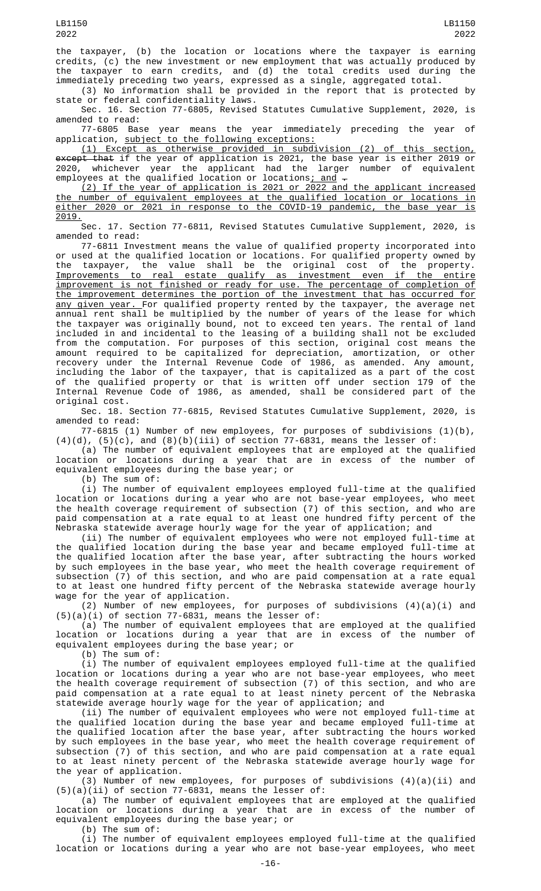the taxpayer, (b) the location or locations where the taxpayer is earning credits, (c) the new investment or new employment that was actually produced by the taxpayer to earn credits, and (d) the total credits used during the immediately preceding two years, expressed as a single, aggregated total.

(3) No information shall be provided in the report that is protected by state or federal confidentiality laws.

Sec. 16. Section 77-6805, Revised Statutes Cumulative Supplement, 2020, is amended to read:

77-6805 Base year means the year immediately preceding the year of application, subject to the following exceptions:

(1) Except as otherwise provided in subdivision (2) of this section, ~~except that~~ if the year of application is 2021, the base year is either 2019 or 2020, whichever year the applicant had the larger number of equivalent employees at the qualified location or locations; and ~~.~~

(2) If the year of application is 2021 or 2022 and the applicant increased the number of equivalent employees at the qualified location or locations in either 2020 or 2021 in response to the COVID-19 pandemic, the base year is 2019.

Sec. 17. Section 77-6811, Revised Statutes Cumulative Supplement, 2020, is amended to read:

77-6811 Investment means the value of qualified property incorporated into or used at the qualified location or locations. For qualified property owned by the taxpayer, the value shall be the original cost of the property. Improvements to real estate qualify as investment even if the entire improvement is not finished or ready for use. The percentage of completion of the improvement determines the portion of the investment that has occurred for any given year. For qualified property rented by the taxpayer, the average net annual rent shall be multiplied by the number of years of the lease for which the taxpayer was originally bound, not to exceed ten years. The rental of land included in and incidental to the leasing of a building shall not be excluded from the computation. For purposes of this section, original cost means the amount required to be capitalized for depreciation, amortization, or other recovery under the Internal Revenue Code of 1986, as amended. Any amount, including the labor of the taxpayer, that is capitalized as a part of the cost of the qualified property or that is written off under section 179 of the Internal Revenue Code of 1986, as amended, shall be considered part of the original cost.

Sec. 18. Section 77-6815, Revised Statutes Cumulative Supplement, 2020, is amended to read:

77-6815 (1) Number of new employees, for purposes of subdivisions (1)(b), (4)(d), (5)(c), and (8)(b)(iii) of section 77-6831, means the lesser of:

(a) The number of equivalent employees that are employed at the qualified location or locations during a year that are in excess of the number of equivalent employees during the base year; or

(b) The sum of:

(i) The number of equivalent employees employed full-time at the qualified location or locations during a year who are not base-year employees, who meet the health coverage requirement of subsection (7) of this section, and who are paid compensation at a rate equal to at least one hundred fifty percent of the Nebraska statewide average hourly wage for the year of application; and

(ii) The number of equivalent employees who were not employed full-time at the qualified location during the base year and became employed full-time at the qualified location after the base year, after subtracting the hours worked by such employees in the base year, who meet the health coverage requirement of subsection (7) of this section, and who are paid compensation at a rate equal to at least one hundred fifty percent of the Nebraska statewide average hourly wage for the year of application.

(2) Number of new employees, for purposes of subdivisions (4)(a)(i) and (5)(a)(i) of section 77-6831, means the lesser of:

(a) The number of equivalent employees that are employed at the qualified location or locations during a year that are in excess of the number of equivalent employees during the base year; or

(b) The sum of:

(i) The number of equivalent employees employed full-time at the qualified location or locations during a year who are not base-year employees, who meet the health coverage requirement of subsection (7) of this section, and who are paid compensation at a rate equal to at least ninety percent of the Nebraska statewide average hourly wage for the year of application; and

(ii) The number of equivalent employees who were not employed full-time at the qualified location during the base year and became employed full-time at the qualified location after the base year, after subtracting the hours worked by such employees in the base year, who meet the health coverage requirement of subsection (7) of this section, and who are paid compensation at a rate equal to at least ninety percent of the Nebraska statewide average hourly wage for the year of application.

(3) Number of new employees, for purposes of subdivisions (4)(a)(ii) and (5)(a)(ii) of section 77-6831, means the lesser of:

(a) The number of equivalent employees that are employed at the qualified location or locations during a year that are in excess of the number of equivalent employees during the base year; or

(b) The sum of:

(i) The number of equivalent employees employed full-time at the qualified location or locations during a year who are not base-year employees, who meet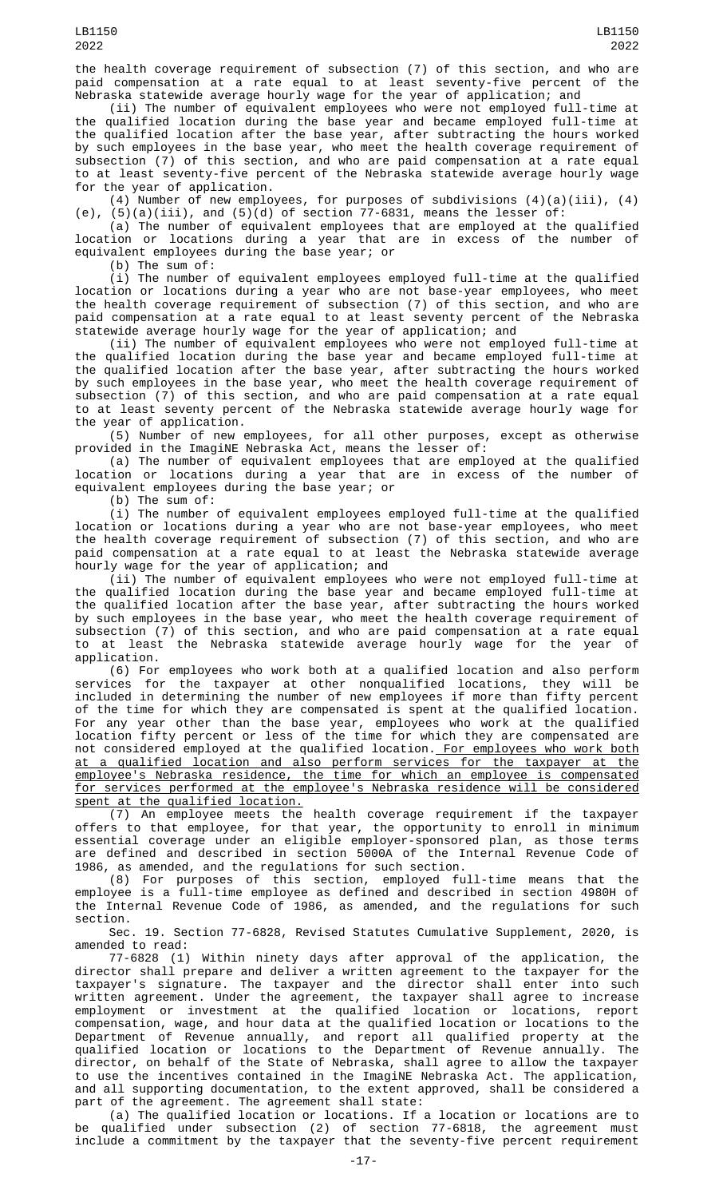the health coverage requirement of subsection (7) of this section, and who are paid compensation at a rate equal to at least seventy-five percent of the Nebraska statewide average hourly wage for the year of application; and

(ii) The number of equivalent employees who were not employed full-time at the qualified location during the base year and became employed full-time at the qualified location after the base year, after subtracting the hours worked by such employees in the base year, who meet the health coverage requirement of subsection (7) of this section, and who are paid compensation at a rate equal to at least seventy-five percent of the Nebraska statewide average hourly wage for the year of application.

(4) Number of new employees, for purposes of subdivisions (4)(a)(iii), (4)(e), (5)(a)(iii), and (5)(d) of section 77-6831, means the lesser of:

(a) The number of equivalent employees that are employed at the qualified location or locations during a year that are in excess of the number of equivalent employees during the base year; or

(b) The sum of:

(i) The number of equivalent employees employed full-time at the qualified location or locations during a year who are not base-year employees, who meet the health coverage requirement of subsection (7) of this section, and who are paid compensation at a rate equal to at least seventy percent of the Nebraska statewide average hourly wage for the year of application; and

(ii) The number of equivalent employees who were not employed full-time at the qualified location during the base year and became employed full-time at the qualified location after the base year, after subtracting the hours worked by such employees in the base year, who meet the health coverage requirement of subsection (7) of this section, and who are paid compensation at a rate equal to at least seventy percent of the Nebraska statewide average hourly wage for the year of application.

(5) Number of new employees, for all other purposes, except as otherwise provided in the ImagiNE Nebraska Act, means the lesser of:

(a) The number of equivalent employees that are employed at the qualified location or locations during a year that are in excess of the number of equivalent employees during the base year; or

(b) The sum of:

(i) The number of equivalent employees employed full-time at the qualified location or locations during a year who are not base-year employees, who meet the health coverage requirement of subsection (7) of this section, and who are paid compensation at a rate equal to at least the Nebraska statewide average hourly wage for the year of application; and

(ii) The number of equivalent employees who were not employed full-time at the qualified location during the base year and became employed full-time at the qualified location after the base year, after subtracting the hours worked by such employees in the base year, who meet the health coverage requirement of subsection (7) of this section, and who are paid compensation at a rate equal to at least the Nebraska statewide average hourly wage for the year of application.

(6) For employees who work both at a qualified location and also perform services for the taxpayer at other nonqualified locations, they will be included in determining the number of new employees if more than fifty percent of the time for which they are compensated is spent at the qualified location. For any year other than the base year, employees who work at the qualified location fifty percent or less of the time for which they are compensated are not considered employed at the qualified location. For employees who work both at a qualified location and also perform services for the taxpayer at the employee's Nebraska residence, the time for which an employee is compensated for services performed at the employee's Nebraska residence will be considered spent at the qualified location.

(7) An employee meets the health coverage requirement if the taxpayer offers to that employee, for that year, the opportunity to enroll in minimum essential coverage under an eligible employer-sponsored plan, as those terms are defined and described in section 5000A of the Internal Revenue Code of 1986, as amended, and the regulations for such section.

(8) For purposes of this section, employed full-time means that the employee is a full-time employee as defined and described in section 4980H of the Internal Revenue Code of 1986, as amended, and the regulations for such section.

Sec. 19. Section 77-6828, Revised Statutes Cumulative Supplement, 2020, is amended to read:

77-6828 (1) Within ninety days after approval of the application, the director shall prepare and deliver a written agreement to the taxpayer for the taxpayer's signature. The taxpayer and the director shall enter into such written agreement. Under the agreement, the taxpayer shall agree to increase employment or investment at the qualified location or locations, report compensation, wage, and hour data at the qualified location or locations to the Department of Revenue annually, and report all qualified property at the qualified location or locations to the Department of Revenue annually. The director, on behalf of the State of Nebraska, shall agree to allow the taxpayer to use the incentives contained in the ImagiNE Nebraska Act. The application, and all supporting documentation, to the extent approved, shall be considered a part of the agreement. The agreement shall state:

(a) The qualified location or locations. If a location or locations are to be qualified under subsection (2) of section 77-6818, the agreement must include a commitment by the taxpayer that the seventy-five percent requirement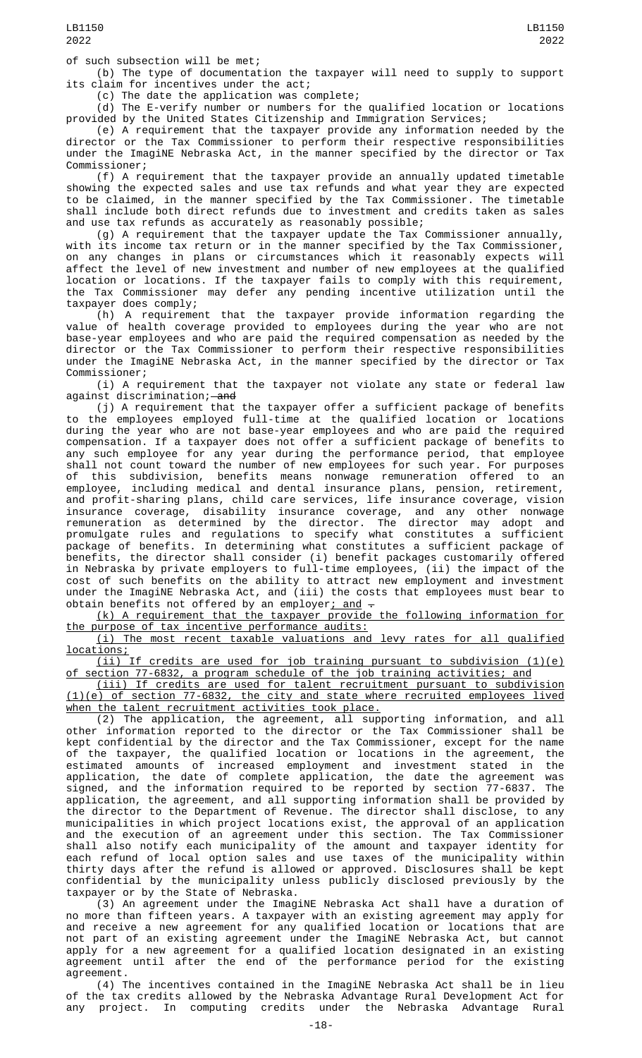of such subsection will be met;

(b) The type of documentation the taxpayer will need to supply to support its claim for incentives under the act;

(c) The date the application was complete;

(d) The E-verify number or numbers for the qualified location or locations provided by the United States Citizenship and Immigration Services;

(e) A requirement that the taxpayer provide any information needed by the director or the Tax Commissioner to perform their respective responsibilities under the ImagiNE Nebraska Act, in the manner specified by the director or Tax Commissioner;

(f) A requirement that the taxpayer provide an annually updated timetable showing the expected sales and use tax refunds and what year they are expected to be claimed, in the manner specified by the Tax Commissioner. The timetable shall include both direct refunds due to investment and credits taken as sales and use tax refunds as accurately as reasonably possible;

(g) A requirement that the taxpayer update the Tax Commissioner annually, with its income tax return or in the manner specified by the Tax Commissioner, on any changes in plans or circumstances which it reasonably expects will affect the level of new investment and number of new employees at the qualified location or locations. If the taxpayer fails to comply with this requirement, the Tax Commissioner may defer any pending incentive utilization until the taxpayer does comply;

(h) A requirement that the taxpayer provide information regarding the value of health coverage provided to employees during the year who are not base-year employees and who are paid the required compensation as needed by the director or the Tax Commissioner to perform their respective responsibilities under the ImagiNE Nebraska Act, in the manner specified by the director or Tax Commissioner;

(i) A requirement that the taxpayer not violate any state or federal law against discrimination; ~~and~~

(j) A requirement that the taxpayer offer a sufficient package of benefits to the employees employed full-time at the qualified location or locations during the year who are not base-year employees and who are paid the required compensation. If a taxpayer does not offer a sufficient package of benefits to any such employee for any year during the performance period, that employee shall not count toward the number of new employees for such year. For purposes of this subdivision, benefits means nonwage remuneration offered to an employee, including medical and dental insurance plans, pension, retirement, and profit-sharing plans, child care services, life insurance coverage, vision insurance coverage, disability insurance coverage, and any other nonwage remuneration as determined by the director. The director may adopt and promulgate rules and regulations to specify what constitutes a sufficient package of benefits. In determining what constitutes a sufficient package of benefits, the director shall consider (i) benefit packages customarily offered in Nebraska by private employers to full-time employees, (ii) the impact of the cost of such benefits on the ability to attract new employment and investment under the ImagiNE Nebraska Act, and (iii) the costs that employees must bear to obtain benefits not offered by an employer<u>; and</u> ~~.~~

<u>(k) A requirement that the taxpayer provide the following information for the purpose of tax incentive performance audits:</u>

<u>(i) The most recent taxable valuations and levy rates for all qualified locations;</u>

<u>(ii) If credits are used for job training pursuant to subdivision (1)(e) of section 77-6832, a program schedule of the job training activities; and</u>

<u>(iii) If credits are used for talent recruitment pursuant to subdivision (1)(e) of section 77-6832, the city and state where recruited employees lived when the talent recruitment activities took place.</u>

(2) The application, the agreement, all supporting information, and all other information reported to the director or the Tax Commissioner shall be kept confidential by the director and the Tax Commissioner, except for the name of the taxpayer, the qualified location or locations in the agreement, the estimated amounts of increased employment and investment stated in the application, the date of complete application, the date the agreement was signed, and the information required to be reported by section 77-6837. The application, the agreement, and all supporting information shall be provided by the director to the Department of Revenue. The director shall disclose, to any municipalities in which project locations exist, the approval of an application and the execution of an agreement under this section. The Tax Commissioner shall also notify each municipality of the amount and taxpayer identity for each refund of local option sales and use taxes of the municipality within thirty days after the refund is allowed or approved. Disclosures shall be kept confidential by the municipality unless publicly disclosed previously by the taxpayer or by the State of Nebraska.

(3) An agreement under the ImagiNE Nebraska Act shall have a duration of no more than fifteen years. A taxpayer with an existing agreement may apply for and receive a new agreement for any qualified location or locations that are not part of an existing agreement under the ImagiNE Nebraska Act, but cannot apply for a new agreement for a qualified location designated in an existing agreement until after the end of the performance period for the existing agreement.

(4) The incentives contained in the ImagiNE Nebraska Act shall be in lieu of the tax credits allowed by the Nebraska Advantage Rural Development Act for any project. In computing credits under the Nebraska Advantage Rural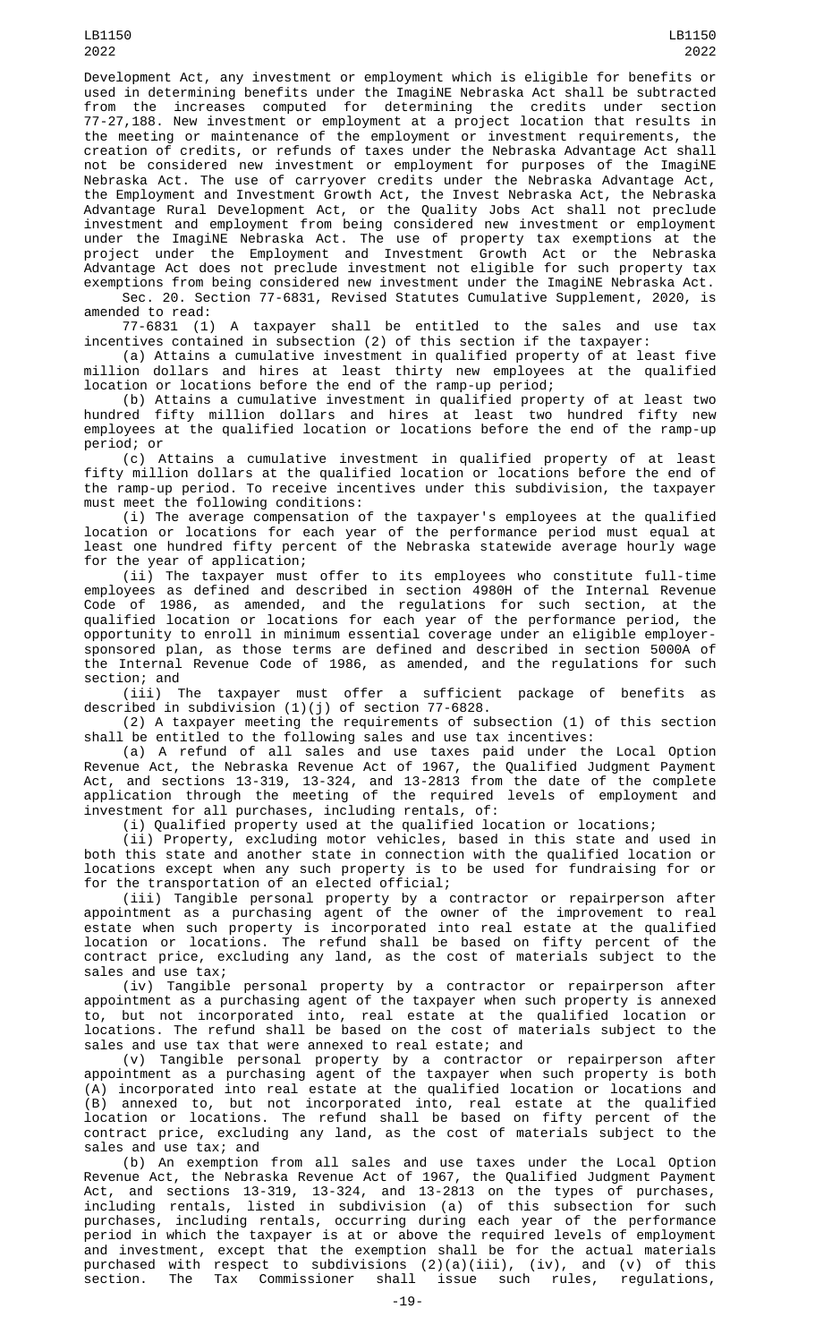Development Act, any investment or employment which is eligible for benefits or used in determining benefits under the ImagiNE Nebraska Act shall be subtracted from the increases computed for determining the credits under section 77-27,188. New investment or employment at a project location that results in the meeting or maintenance of the employment or investment requirements, the creation of credits, or refunds of taxes under the Nebraska Advantage Act shall not be considered new investment or employment for purposes of the ImagiNE Nebraska Act. The use of carryover credits under the Nebraska Advantage Act, the Employment and Investment Growth Act, the Invest Nebraska Act, the Nebraska Advantage Rural Development Act, or the Quality Jobs Act shall not preclude investment and employment from being considered new investment or employment under the ImagiNE Nebraska Act. The use of property tax exemptions at the project under the Employment and Investment Growth Act or the Nebraska Advantage Act does not preclude investment not eligible for such property tax exemptions from being considered new investment under the ImagiNE Nebraska Act.

Sec. 20. Section 77-6831, Revised Statutes Cumulative Supplement, 2020, is amended to read:

77-6831 (1) A taxpayer shall be entitled to the sales and use tax incentives contained in subsection (2) of this section if the taxpayer:

(a) Attains a cumulative investment in qualified property of at least five million dollars and hires at least thirty new employees at the qualified location or locations before the end of the ramp-up period;

(b) Attains a cumulative investment in qualified property of at least two hundred fifty million dollars and hires at least two hundred fifty new employees at the qualified location or locations before the end of the ramp-up period; or

(c) Attains a cumulative investment in qualified property of at least fifty million dollars at the qualified location or locations before the end of the ramp-up period. To receive incentives under this subdivision, the taxpayer must meet the following conditions:

(i) The average compensation of the taxpayer's employees at the qualified location or locations for each year of the performance period must equal at least one hundred fifty percent of the Nebraska statewide average hourly wage for the year of application;

(ii) The taxpayer must offer to its employees who constitute full-time employees as defined and described in section 4980H of the Internal Revenue Code of 1986, as amended, and the regulations for such section, at the qualified location or locations for each year of the performance period, the opportunity to enroll in minimum essential coverage under an eligible employer-sponsored plan, as those terms are defined and described in section 5000A of the Internal Revenue Code of 1986, as amended, and the regulations for such section; and

(iii) The taxpayer must offer a sufficient package of benefits as described in subdivision (1)(j) of section 77-6828.

(2) A taxpayer meeting the requirements of subsection (1) of this section shall be entitled to the following sales and use tax incentives:

(a) A refund of all sales and use taxes paid under the Local Option Revenue Act, the Nebraska Revenue Act of 1967, the Qualified Judgment Payment Act, and sections 13-319, 13-324, and 13-2813 from the date of the complete application through the meeting of the required levels of employment and investment for all purchases, including rentals, of:

(i) Qualified property used at the qualified location or locations;

(ii) Property, excluding motor vehicles, based in this state and used in both this state and another state in connection with the qualified location or locations except when any such property is to be used for fundraising for or for the transportation of an elected official;

(iii) Tangible personal property by a contractor or repairperson after appointment as a purchasing agent of the owner of the improvement to real estate when such property is incorporated into real estate at the qualified location or locations. The refund shall be based on fifty percent of the contract price, excluding any land, as the cost of materials subject to the sales and use tax;

(iv) Tangible personal property by a contractor or repairperson after appointment as a purchasing agent of the taxpayer when such property is annexed to, but not incorporated into, real estate at the qualified location or locations. The refund shall be based on the cost of materials subject to the sales and use tax that were annexed to real estate; and

(v) Tangible personal property by a contractor or repairperson after appointment as a purchasing agent of the taxpayer when such property is both (A) incorporated into real estate at the qualified location or locations and (B) annexed to, but not incorporated into, real estate at the qualified location or locations. The refund shall be based on fifty percent of the contract price, excluding any land, as the cost of materials subject to the sales and use tax; and

(b) An exemption from all sales and use taxes under the Local Option Revenue Act, the Nebraska Revenue Act of 1967, the Qualified Judgment Payment Act, and sections 13-319, 13-324, and 13-2813 on the types of purchases, including rentals, listed in subdivision (a) of this subsection for such purchases, including rentals, occurring during each year of the performance period in which the taxpayer is at or above the required levels of employment and investment, except that the exemption shall be for the actual materials purchased with respect to subdivisions (2)(a)(iii), (iv), and (v) of this section. The Tax Commissioner shall issue such rules, regulations,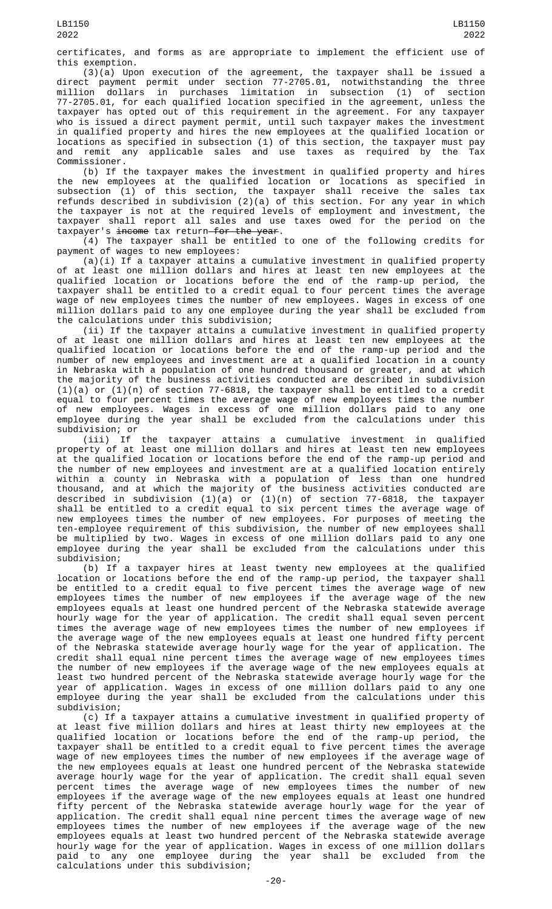certificates, and forms as are appropriate to implement the efficient use of this exemption.

(3)(a) Upon execution of the agreement, the taxpayer shall be issued a direct payment permit under section 77-2705.01, notwithstanding the three million dollars in purchases limitation in subsection (1) of section 77-2705.01, for each qualified location specified in the agreement, unless the taxpayer has opted out of this requirement in the agreement. For any taxpayer who is issued a direct payment permit, until such taxpayer makes the investment in qualified property and hires the new employees at the qualified location or locations as specified in subsection (1) of this section, the taxpayer must pay and remit any applicable sales and use taxes as required by the Tax Commissioner.

(b) If the taxpayer makes the investment in qualified property and hires the new employees at the qualified location or locations as specified in subsection (1) of this section, the taxpayer shall receive the sales tax refunds described in subdivision (2)(a) of this section. For any year in which the taxpayer is not at the required levels of employment and investment, the taxpayer shall report all sales and use taxes owed for the period on the taxpayer's ~~income~~ tax return~~ for the year~~.

(4) The taxpayer shall be entitled to one of the following credits for payment of wages to new employees:

(a)(i) If a taxpayer attains a cumulative investment in qualified property of at least one million dollars and hires at least ten new employees at the qualified location or locations before the end of the ramp-up period, the taxpayer shall be entitled to a credit equal to four percent times the average wage of new employees times the number of new employees. Wages in excess of one million dollars paid to any one employee during the year shall be excluded from the calculations under this subdivision;

(ii) If the taxpayer attains a cumulative investment in qualified property of at least one million dollars and hires at least ten new employees at the qualified location or locations before the end of the ramp-up period and the number of new employees and investment are at a qualified location in a county in Nebraska with a population of one hundred thousand or greater, and at which the majority of the business activities conducted are described in subdivision (1)(a) or (1)(n) of section 77-6818, the taxpayer shall be entitled to a credit equal to four percent times the average wage of new employees times the number of new employees. Wages in excess of one million dollars paid to any one employee during the year shall be excluded from the calculations under this subdivision; or

(iii) If the taxpayer attains a cumulative investment in qualified property of at least one million dollars and hires at least ten new employees at the qualified location or locations before the end of the ramp-up period and the number of new employees and investment are at a qualified location entirely within a county in Nebraska with a population of less than one hundred thousand, and at which the majority of the business activities conducted are described in subdivision (1)(a) or (1)(n) of section 77-6818, the taxpayer shall be entitled to a credit equal to six percent times the average wage of new employees times the number of new employees. For purposes of meeting the ten-employee requirement of this subdivision, the number of new employees shall be multiplied by two. Wages in excess of one million dollars paid to any one employee during the year shall be excluded from the calculations under this subdivision;

(b) If a taxpayer hires at least twenty new employees at the qualified location or locations before the end of the ramp-up period, the taxpayer shall be entitled to a credit equal to five percent times the average wage of new employees times the number of new employees if the average wage of the new employees equals at least one hundred percent of the Nebraska statewide average hourly wage for the year of application. The credit shall equal seven percent times the average wage of new employees times the number of new employees if the average wage of the new employees equals at least one hundred fifty percent of the Nebraska statewide average hourly wage for the year of application. The credit shall equal nine percent times the average wage of new employees times the number of new employees if the average wage of the new employees equals at least two hundred percent of the Nebraska statewide average hourly wage for the year of application. Wages in excess of one million dollars paid to any one employee during the year shall be excluded from the calculations under this subdivision;

(c) If a taxpayer attains a cumulative investment in qualified property of at least five million dollars and hires at least thirty new employees at the qualified location or locations before the end of the ramp-up period, the taxpayer shall be entitled to a credit equal to five percent times the average wage of new employees times the number of new employees if the average wage of the new employees equals at least one hundred percent of the Nebraska statewide average hourly wage for the year of application. The credit shall equal seven percent times the average wage of new employees times the number of new employees if the average wage of the new employees equals at least one hundred fifty percent of the Nebraska statewide average hourly wage for the year of application. The credit shall equal nine percent times the average wage of new employees times the number of new employees if the average wage of the new employees equals at least two hundred percent of the Nebraska statewide average hourly wage for the year of application. Wages in excess of one million dollars paid to any one employee during the year shall be excluded from the calculations under this subdivision;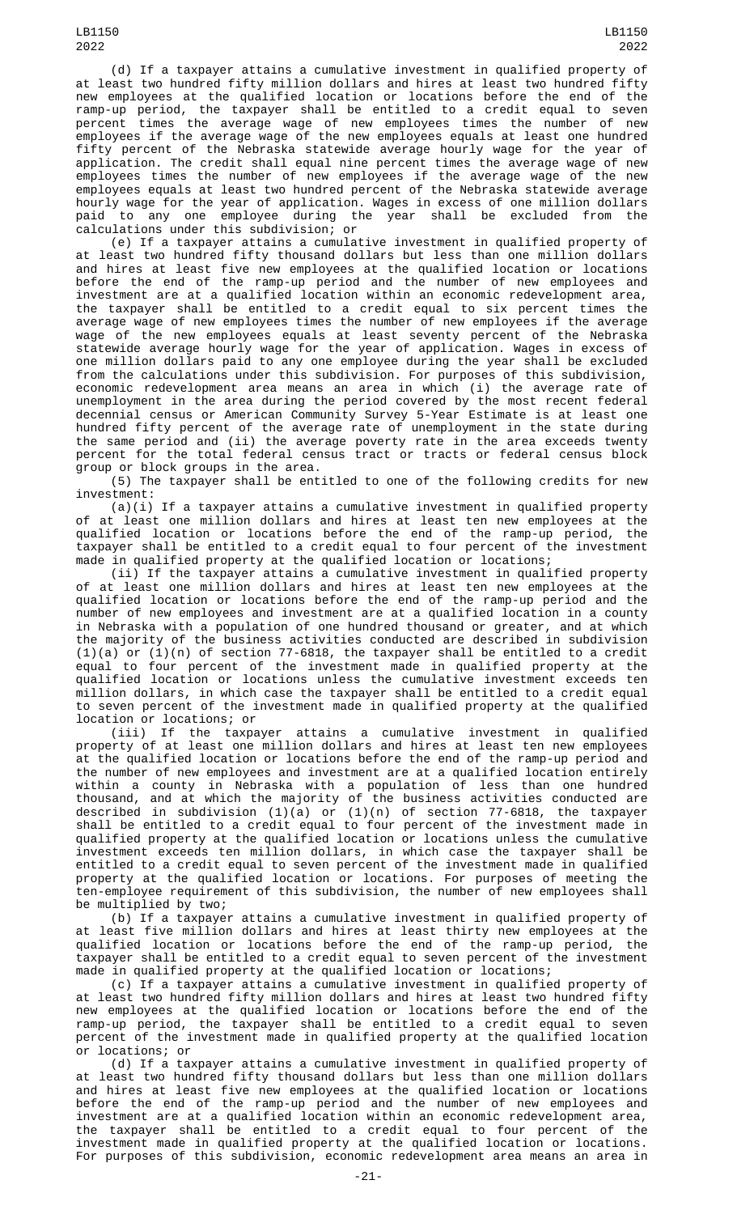(d) If a taxpayer attains a cumulative investment in qualified property of at least two hundred fifty million dollars and hires at least two hundred fifty new employees at the qualified location or locations before the end of the ramp-up period, the taxpayer shall be entitled to a credit equal to seven percent times the average wage of new employees times the number of new employees if the average wage of the new employees equals at least one hundred fifty percent of the Nebraska statewide average hourly wage for the year of application. The credit shall equal nine percent times the average wage of new employees times the number of new employees if the average wage of the new employees equals at least two hundred percent of the Nebraska statewide average hourly wage for the year of application. Wages in excess of one million dollars paid to any one employee during the year shall be excluded from the calculations under this subdivision; or

(e) If a taxpayer attains a cumulative investment in qualified property of at least two hundred fifty thousand dollars but less than one million dollars and hires at least five new employees at the qualified location or locations before the end of the ramp-up period and the number of new employees and investment are at a qualified location within an economic redevelopment area, the taxpayer shall be entitled to a credit equal to six percent times the average wage of new employees times the number of new employees if the average wage of the new employees equals at least seventy percent of the Nebraska statewide average hourly wage for the year of application. Wages in excess of one million dollars paid to any one employee during the year shall be excluded from the calculations under this subdivision. For purposes of this subdivision, economic redevelopment area means an area in which (i) the average rate of unemployment in the area during the period covered by the most recent federal decennial census or American Community Survey 5-Year Estimate is at least one hundred fifty percent of the average rate of unemployment in the state during the same period and (ii) the average poverty rate in the area exceeds twenty percent for the total federal census tract or tracts or federal census block group or block groups in the area.

(5) The taxpayer shall be entitled to one of the following credits for new investment:

(a)(i) If a taxpayer attains a cumulative investment in qualified property of at least one million dollars and hires at least ten new employees at the qualified location or locations before the end of the ramp-up period, the taxpayer shall be entitled to a credit equal to four percent of the investment made in qualified property at the qualified location or locations;

(ii) If the taxpayer attains a cumulative investment in qualified property of at least one million dollars and hires at least ten new employees at the qualified location or locations before the end of the ramp-up period and the number of new employees and investment are at a qualified location in a county in Nebraska with a population of one hundred thousand or greater, and at which the majority of the business activities conducted are described in subdivision (1)(a) or (1)(n) of section 77-6818, the taxpayer shall be entitled to a credit equal to four percent of the investment made in qualified property at the qualified location or locations unless the cumulative investment exceeds ten million dollars, in which case the taxpayer shall be entitled to a credit equal to seven percent of the investment made in qualified property at the qualified location or locations; or

(iii) If the taxpayer attains a cumulative investment in qualified property of at least one million dollars and hires at least ten new employees at the qualified location or locations before the end of the ramp-up period and the number of new employees and investment are at a qualified location entirely within a county in Nebraska with a population of less than one hundred thousand, and at which the majority of the business activities conducted are described in subdivision (1)(a) or (1)(n) of section 77-6818, the taxpayer shall be entitled to a credit equal to four percent of the investment made in qualified property at the qualified location or locations unless the cumulative investment exceeds ten million dollars, in which case the taxpayer shall be entitled to a credit equal to seven percent of the investment made in qualified property at the qualified location or locations. For purposes of meeting the ten-employee requirement of this subdivision, the number of new employees shall be multiplied by two;

(b) If a taxpayer attains a cumulative investment in qualified property of at least five million dollars and hires at least thirty new employees at the qualified location or locations before the end of the ramp-up period, the taxpayer shall be entitled to a credit equal to seven percent of the investment made in qualified property at the qualified location or locations;

(c) If a taxpayer attains a cumulative investment in qualified property of at least two hundred fifty million dollars and hires at least two hundred fifty new employees at the qualified location or locations before the end of the ramp-up period, the taxpayer shall be entitled to a credit equal to seven percent of the investment made in qualified property at the qualified location or locations; or

(d) If a taxpayer attains a cumulative investment in qualified property of at least two hundred fifty thousand dollars but less than one million dollars and hires at least five new employees at the qualified location or locations before the end of the ramp-up period and the number of new employees and investment are at a qualified location within an economic redevelopment area, the taxpayer shall be entitled to a credit equal to four percent of the investment made in qualified property at the qualified location or locations. For purposes of this subdivision, economic redevelopment area means an area in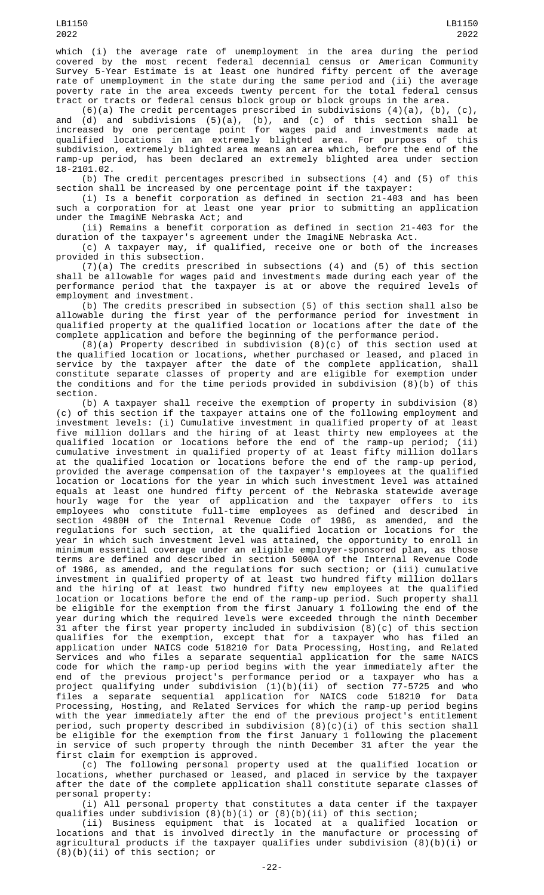which (i) the average rate of unemployment in the area during the period covered by the most recent federal decennial census or American Community Survey 5-Year Estimate is at least one hundred fifty percent of the average rate of unemployment in the state during the same period and (ii) the average poverty rate in the area exceeds twenty percent for the total federal census tract or tracts or federal census block group or block groups in the area.

(6)(a) The credit percentages prescribed in subdivisions (4)(a), (b), (c), and (d) and subdivisions (5)(a), (b), and (c) of this section shall be increased by one percentage point for wages paid and investments made at qualified locations in an extremely blighted area. For purposes of this subdivision, extremely blighted area means an area which, before the end of the ramp-up period, has been declared an extremely blighted area under section 18-2101.02.

(b) The credit percentages prescribed in subsections (4) and (5) of this section shall be increased by one percentage point if the taxpayer:

(i) Is a benefit corporation as defined in section 21-403 and has been such a corporation for at least one year prior to submitting an application under the ImagiNE Nebraska Act; and

(ii) Remains a benefit corporation as defined in section 21-403 for the duration of the taxpayer's agreement under the ImagiNE Nebraska Act.

(c) A taxpayer may, if qualified, receive one or both of the increases provided in this subsection.

(7)(a) The credits prescribed in subsections (4) and (5) of this section shall be allowable for wages paid and investments made during each year of the performance period that the taxpayer is at or above the required levels of employment and investment.

(b) The credits prescribed in subsection (5) of this section shall also be allowable during the first year of the performance period for investment in qualified property at the qualified location or locations after the date of the complete application and before the beginning of the performance period.

(8)(a) Property described in subdivision (8)(c) of this section used at the qualified location or locations, whether purchased or leased, and placed in service by the taxpayer after the date of the complete application, shall constitute separate classes of property and are eligible for exemption under the conditions and for the time periods provided in subdivision (8)(b) of this section.

(b) A taxpayer shall receive the exemption of property in subdivision (8)(c) of this section if the taxpayer attains one of the following employment and investment levels: (i) Cumulative investment in qualified property of at least five million dollars and the hiring of at least thirty new employees at the qualified location or locations before the end of the ramp-up period; (ii) cumulative investment in qualified property of at least fifty million dollars at the qualified location or locations before the end of the ramp-up period, provided the average compensation of the taxpayer's employees at the qualified location or locations for the year in which such investment level was attained equals at least one hundred fifty percent of the Nebraska statewide average hourly wage for the year of application and the taxpayer offers to its employees who constitute full-time employees as defined and described in section 4980H of the Internal Revenue Code of 1986, as amended, and the regulations for such section, at the qualified location or locations for the year in which such investment level was attained, the opportunity to enroll in minimum essential coverage under an eligible employer-sponsored plan, as those terms are defined and described in section 5000A of the Internal Revenue Code of 1986, as amended, and the regulations for such section; or (iii) cumulative investment in qualified property of at least two hundred fifty million dollars and the hiring of at least two hundred fifty new employees at the qualified location or locations before the end of the ramp-up period. Such property shall be eligible for the exemption from the first January 1 following the end of the year during which the required levels were exceeded through the ninth December 31 after the first year property included in subdivision (8)(c) of this section qualifies for the exemption, except that for a taxpayer who has filed an application under NAICS code 518210 for Data Processing, Hosting, and Related Services and who files a separate sequential application for the same NAICS code for which the ramp-up period begins with the year immediately after the end of the previous project's performance period or a taxpayer who has a project qualifying under subdivision (1)(b)(ii) of section 77-5725 and who files a separate sequential application for NAICS code 518210 for Data Processing, Hosting, and Related Services for which the ramp-up period begins with the year immediately after the end of the previous project's entitlement period, such property described in subdivision (8)(c)(i) of this section shall be eligible for the exemption from the first January 1 following the placement in service of such property through the ninth December 31 after the year the first claim for exemption is approved.

(c) The following personal property used at the qualified location or locations, whether purchased or leased, and placed in service by the taxpayer after the date of the complete application shall constitute separate classes of personal property:

(i) All personal property that constitutes a data center if the taxpayer qualifies under subdivision (8)(b)(i) or (8)(b)(ii) of this section;

(ii) Business equipment that is located at a qualified location or locations and that is involved directly in the manufacture or processing of agricultural products if the taxpayer qualifies under subdivision (8)(b)(i) or (8)(b)(ii) of this section; or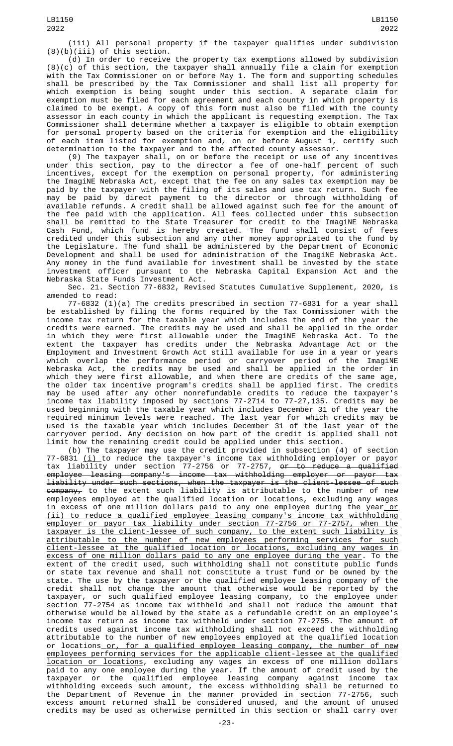(iii) All personal property if the taxpayer qualifies under subdivision (8)(b)(iii) of this section.

(d) In order to receive the property tax exemptions allowed by subdivision (8)(c) of this section, the taxpayer shall annually file a claim for exemption with the Tax Commissioner on or before May 1. The form and supporting schedules shall be prescribed by the Tax Commissioner and shall list all property for which exemption is being sought under this section. A separate claim for exemption must be filed for each agreement and each county in which property is claimed to be exempt. A copy of this form must also be filed with the county assessor in each county in which the applicant is requesting exemption. The Tax Commissioner shall determine whether a taxpayer is eligible to obtain exemption for personal property based on the criteria for exemption and the eligibility of each item listed for exemption and, on or before August 1, certify such determination to the taxpayer and to the affected county assessor.

(9) The taxpayer shall, on or before the receipt or use of any incentives under this section, pay to the director a fee of one-half percent of such incentives, except for the exemption on personal property, for administering the ImagiNE Nebraska Act, except that the fee on any sales tax exemption may be paid by the taxpayer with the filing of its sales and use tax return. Such fee may be paid by direct payment to the director or through withholding of available refunds. A credit shall be allowed against such fee for the amount of the fee paid with the application. All fees collected under this subsection shall be remitted to the State Treasurer for credit to the ImagiNE Nebraska Cash Fund, which fund is hereby created. The fund shall consist of fees credited under this subsection and any other money appropriated to the fund by the Legislature. The fund shall be administered by the Department of Economic Development and shall be used for administration of the ImagiNE Nebraska Act. Any money in the fund available for investment shall be invested by the state investment officer pursuant to the Nebraska Capital Expansion Act and the Nebraska State Funds Investment Act.

Sec. 21. Section 77-6832, Revised Statutes Cumulative Supplement, 2020, is amended to read:

77-6832 (1)(a) The credits prescribed in section 77-6831 for a year shall be established by filing the forms required by the Tax Commissioner with the income tax return for the taxable year which includes the end of the year the credits were earned. The credits may be used and shall be applied in the order in which they were first allowable under the ImagiNE Nebraska Act. To the extent the taxpayer has credits under the Nebraska Advantage Act or the Employment and Investment Growth Act still available for use in a year or years which overlap the performance period or carryover period of the ImagiNE Nebraska Act, the credits may be used and shall be applied in the order in which they were first allowable, and when there are credits of the same age, the older tax incentive program's credits shall be applied first. The credits may be used after any other nonrefundable credits to reduce the taxpayer's income tax liability imposed by sections 77-2714 to 77-27,135. Credits may be used beginning with the taxable year which includes December 31 of the year the required minimum levels were reached. The last year for which credits may be used is the taxable year which includes December 31 of the last year of the carryover period. Any decision on how part of the credit is applied shall not limit how the remaining credit could be applied under this section.

(b) The taxpayer may use the credit provided in subsection (4) of section 77-6831 <u>(i)</u> to reduce the taxpayer's income tax withholding employer or payor tax liability under section 77-2756 or 77-2757, ~~or to reduce a qualified employee leasing company's income tax withholding employer or payor tax liability under such sections, when the taxpayer is the client-lessee of such company,~~ to the extent such liability is attributable to the number of new employees employed at the qualified location or locations, excluding any wages in excess of one million dollars paid to any one employee during the year<u> or (ii) to reduce a qualified employee leasing company's income tax withholding employer or payor tax liability under section 77-2756 or 77-2757, when the taxpayer is the client-lessee of such company, to the extent such liability is attributable to the number of new employees performing services for such client-lessee at the qualified location or locations, excluding any wages in excess of one million dollars paid to any one employee during the year</u>. To the extent of the credit used, such withholding shall not constitute public funds or state tax revenue and shall not constitute a trust fund or be owned by the state. The use by the taxpayer or the qualified employee leasing company of the credit shall not change the amount that otherwise would be reported by the taxpayer, or such qualified employee leasing company, to the employee under section 77-2754 as income tax withheld and shall not reduce the amount that otherwise would be allowed by the state as a refundable credit on an employee's income tax return as income tax withheld under section 77-2755. The amount of credits used against income tax withholding shall not exceed the withholding attributable to the number of new employees employed at the qualified location or locations<u> or, for a qualified employee leasing company, the number of new employees performing services for the applicable client-lessee at the qualified location or locations</u>, excluding any wages in excess of one million dollars paid to any one employee during the year. If the amount of credit used by the taxpayer or the qualified employee leasing company against income tax withholding exceeds such amount, the excess withholding shall be returned to the Department of Revenue in the manner provided in section 77-2756, such excess amount returned shall be considered unused, and the amount of unused credits may be used as otherwise permitted in this section or shall carry over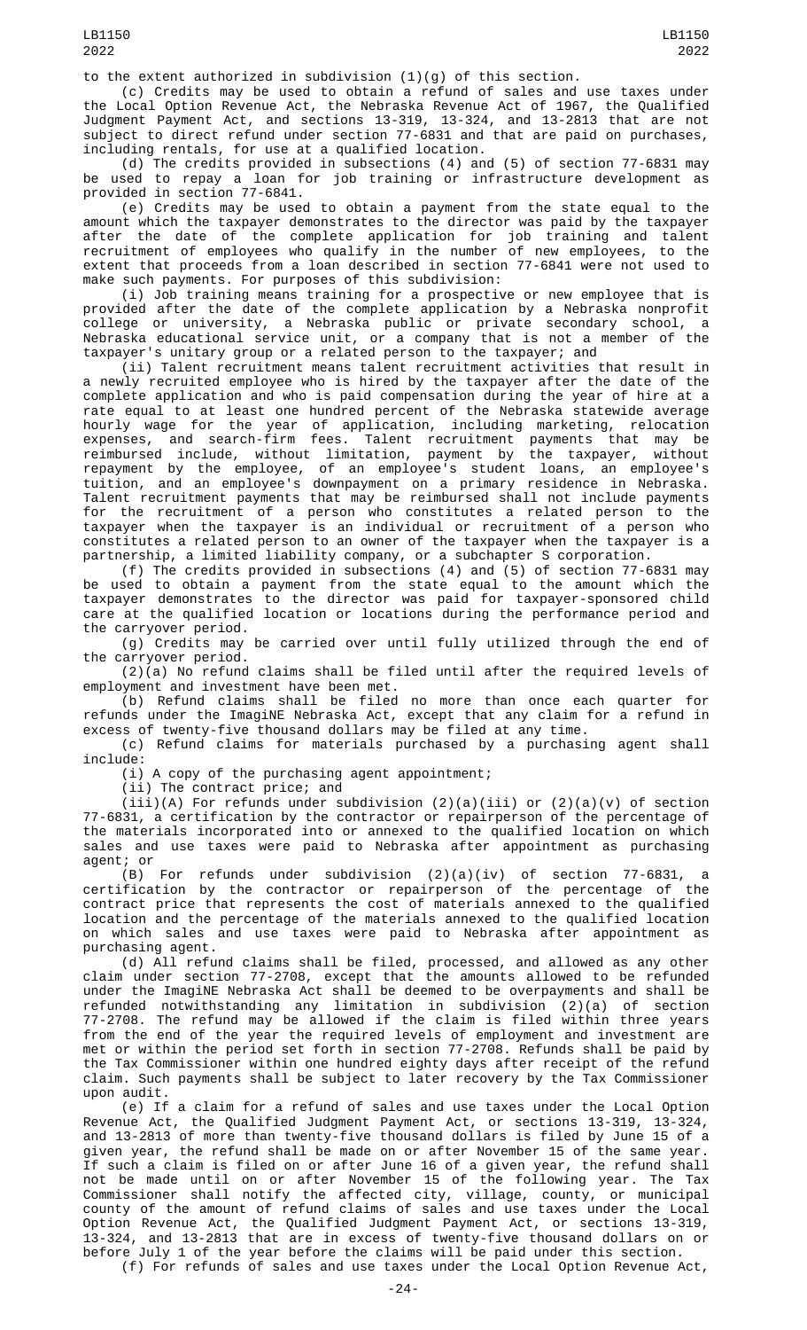to the extent authorized in subdivision (1)(g) of this section.

(c) Credits may be used to obtain a refund of sales and use taxes under the Local Option Revenue Act, the Nebraska Revenue Act of 1967, the Qualified Judgment Payment Act, and sections 13-319, 13-324, and 13-2813 that are not subject to direct refund under section 77-6831 and that are paid on purchases, including rentals, for use at a qualified location.

(d) The credits provided in subsections (4) and (5) of section 77-6831 may be used to repay a loan for job training or infrastructure development as provided in section 77-6841.

(e) Credits may be used to obtain a payment from the state equal to the amount which the taxpayer demonstrates to the director was paid by the taxpayer after the date of the complete application for job training and talent recruitment of employees who qualify in the number of new employees, to the extent that proceeds from a loan described in section 77-6841 were not used to make such payments. For purposes of this subdivision:

(i) Job training means training for a prospective or new employee that is provided after the date of the complete application by a Nebraska nonprofit college or university, a Nebraska public or private secondary school, a Nebraska educational service unit, or a company that is not a member of the taxpayer's unitary group or a related person to the taxpayer; and

(ii) Talent recruitment means talent recruitment activities that result in a newly recruited employee who is hired by the taxpayer after the date of the complete application and who is paid compensation during the year of hire at a rate equal to at least one hundred percent of the Nebraska statewide average hourly wage for the year of application, including marketing, relocation expenses, and search-firm fees. Talent recruitment payments that may be reimbursed include, without limitation, payment by the taxpayer, without repayment by the employee, of an employee's student loans, an employee's tuition, and an employee's downpayment on a primary residence in Nebraska. Talent recruitment payments that may be reimbursed shall not include payments for the recruitment of a person who constitutes a related person to the taxpayer when the taxpayer is an individual or recruitment of a person who constitutes a related person to an owner of the taxpayer when the taxpayer is a partnership, a limited liability company, or a subchapter S corporation.

(f) The credits provided in subsections (4) and (5) of section 77-6831 may be used to obtain a payment from the state equal to the amount which the taxpayer demonstrates to the director was paid for taxpayer-sponsored child care at the qualified location or locations during the performance period and the carryover period.

(g) Credits may be carried over until fully utilized through the end of the carryover period.

(2)(a) No refund claims shall be filed until after the required levels of employment and investment have been met.

(b) Refund claims shall be filed no more than once each quarter for refunds under the ImagiNE Nebraska Act, except that any claim for a refund in excess of twenty-five thousand dollars may be filed at any time.

(c) Refund claims for materials purchased by a purchasing agent shall include:

(i) A copy of the purchasing agent appointment;

(ii) The contract price; and

(iii)(A) For refunds under subdivision (2)(a)(iii) or (2)(a)(v) of section 77-6831, a certification by the contractor or repairperson of the percentage of the materials incorporated into or annexed to the qualified location on which sales and use taxes were paid to Nebraska after appointment as purchasing agent; or

(B) For refunds under subdivision (2)(a)(iv) of section 77-6831, a certification by the contractor or repairperson of the percentage of the contract price that represents the cost of materials annexed to the qualified location and the percentage of the materials annexed to the qualified location on which sales and use taxes were paid to Nebraska after appointment as purchasing agent.

(d) All refund claims shall be filed, processed, and allowed as any other claim under section 77-2708, except that the amounts allowed to be refunded under the ImagiNE Nebraska Act shall be deemed to be overpayments and shall be refunded notwithstanding any limitation in subdivision (2)(a) of section 77-2708. The refund may be allowed if the claim is filed within three years from the end of the year the required levels of employment and investment are met or within the period set forth in section 77-2708. Refunds shall be paid by the Tax Commissioner within one hundred eighty days after receipt of the refund claim. Such payments shall be subject to later recovery by the Tax Commissioner upon audit.

(e) If a claim for a refund of sales and use taxes under the Local Option Revenue Act, the Qualified Judgment Payment Act, or sections 13-319, 13-324, and 13-2813 of more than twenty-five thousand dollars is filed by June 15 of a given year, the refund shall be made on or after November 15 of the same year. If such a claim is filed on or after June 16 of a given year, the refund shall not be made until on or after November 15 of the following year. The Tax Commissioner shall notify the affected city, village, county, or municipal county of the amount of refund claims of sales and use taxes under the Local Option Revenue Act, the Qualified Judgment Payment Act, or sections 13-319, 13-324, and 13-2813 that are in excess of twenty-five thousand dollars on or before July 1 of the year before the claims will be paid under this section.

(f) For refunds of sales and use taxes under the Local Option Revenue Act,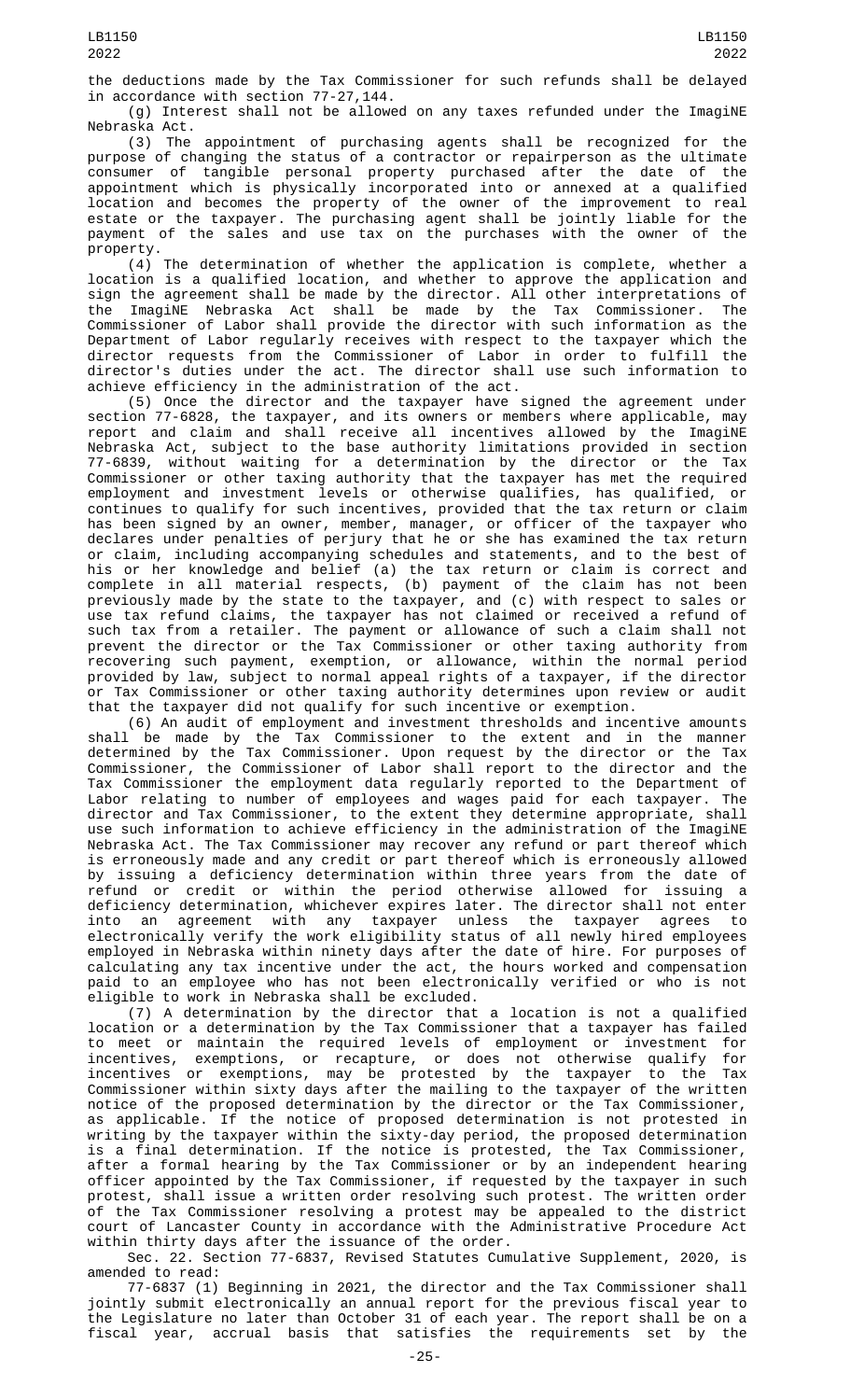the deductions made by the Tax Commissioner for such refunds shall be delayed in accordance with section 77-27,144.

(g) Interest shall not be allowed on any taxes refunded under the ImagiNE Nebraska Act.

(3) The appointment of purchasing agents shall be recognized for the purpose of changing the status of a contractor or repairperson as the ultimate consumer of tangible personal property purchased after the date of the appointment which is physically incorporated into or annexed at a qualified location and becomes the property of the owner of the improvement to real estate or the taxpayer. The purchasing agent shall be jointly liable for the payment of the sales and use tax on the purchases with the owner of the property.

(4) The determination of whether the application is complete, whether a location is a qualified location, and whether to approve the application and sign the agreement shall be made by the director. All other interpretations of the ImagiNE Nebraska Act shall be made by the Tax Commissioner. The Commissioner of Labor shall provide the director with such information as the Department of Labor regularly receives with respect to the taxpayer which the director requests from the Commissioner of Labor in order to fulfill the director's duties under the act. The director shall use such information to achieve efficiency in the administration of the act.

(5) Once the director and the taxpayer have signed the agreement under section 77-6828, the taxpayer, and its owners or members where applicable, may report and claim and shall receive all incentives allowed by the ImagiNE Nebraska Act, subject to the base authority limitations provided in section 77-6839, without waiting for a determination by the director or the Tax Commissioner or other taxing authority that the taxpayer has met the required employment and investment levels or otherwise qualifies, has qualified, or continues to qualify for such incentives, provided that the tax return or claim has been signed by an owner, member, manager, or officer of the taxpayer who declares under penalties of perjury that he or she has examined the tax return or claim, including accompanying schedules and statements, and to the best of his or her knowledge and belief (a) the tax return or claim is correct and complete in all material respects, (b) payment of the claim has not been previously made by the state to the taxpayer, and (c) with respect to sales or use tax refund claims, the taxpayer has not claimed or received a refund of such tax from a retailer. The payment or allowance of such a claim shall not prevent the director or the Tax Commissioner or other taxing authority from recovering such payment, exemption, or allowance, within the normal period provided by law, subject to normal appeal rights of a taxpayer, if the director or Tax Commissioner or other taxing authority determines upon review or audit that the taxpayer did not qualify for such incentive or exemption.

(6) An audit of employment and investment thresholds and incentive amounts shall be made by the Tax Commissioner to the extent and in the manner determined by the Tax Commissioner. Upon request by the director or the Tax Commissioner, the Commissioner of Labor shall report to the director and the Tax Commissioner the employment data regularly reported to the Department of Labor relating to number of employees and wages paid for each taxpayer. The director and Tax Commissioner, to the extent they determine appropriate, shall use such information to achieve efficiency in the administration of the ImagiNE Nebraska Act. The Tax Commissioner may recover any refund or part thereof which is erroneously made and any credit or part thereof which is erroneously allowed by issuing a deficiency determination within three years from the date of refund or credit or within the period otherwise allowed for issuing a deficiency determination, whichever expires later. The director shall not enter into an agreement with any taxpayer unless the taxpayer agrees to electronically verify the work eligibility status of all newly hired employees employed in Nebraska within ninety days after the date of hire. For purposes of calculating any tax incentive under the act, the hours worked and compensation paid to an employee who has not been electronically verified or who is not eligible to work in Nebraska shall be excluded.

(7) A determination by the director that a location is not a qualified location or a determination by the Tax Commissioner that a taxpayer has failed to meet or maintain the required levels of employment or investment for incentives, exemptions, or recapture, or does not otherwise qualify for incentives or exemptions, may be protested by the taxpayer to the Tax Commissioner within sixty days after the mailing to the taxpayer of the written notice of the proposed determination by the director or the Tax Commissioner, as applicable. If the notice of proposed determination is not protested in writing by the taxpayer within the sixty-day period, the proposed determination is a final determination. If the notice is protested, the Tax Commissioner, after a formal hearing by the Tax Commissioner or by an independent hearing officer appointed by the Tax Commissioner, if requested by the taxpayer in such protest, shall issue a written order resolving such protest. The written order of the Tax Commissioner resolving a protest may be appealed to the district court of Lancaster County in accordance with the Administrative Procedure Act within thirty days after the issuance of the order.

Sec. 22. Section 77-6837, Revised Statutes Cumulative Supplement, 2020, is amended to read:

77-6837 (1) Beginning in 2021, the director and the Tax Commissioner shall jointly submit electronically an annual report for the previous fiscal year to the Legislature no later than October 31 of each year. The report shall be on a fiscal year, accrual basis that satisfies the requirements set by the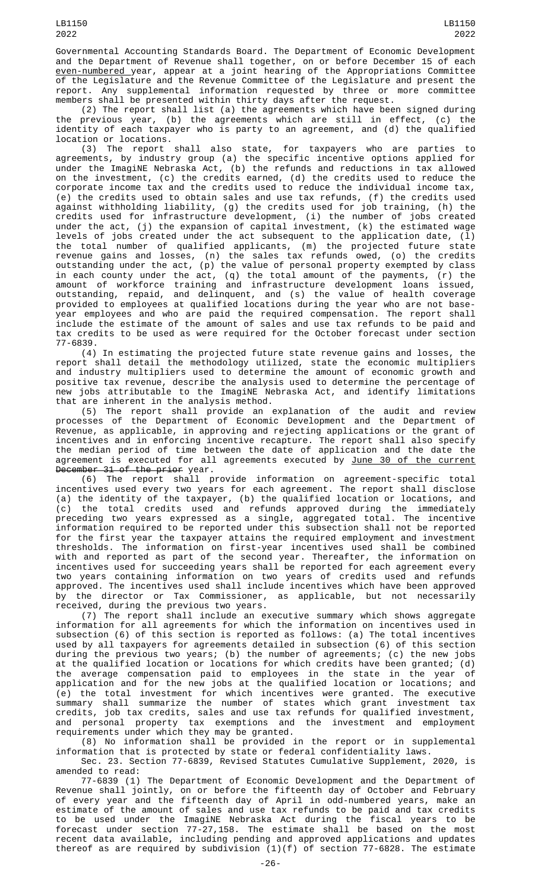Governmental Accounting Standards Board. The Department of Economic Development and the Department of Revenue shall together, on or before December 15 of each even-numbered year, appear at a joint hearing of the Appropriations Committee of the Legislature and the Revenue Committee of the Legislature and present the report. Any supplemental information requested by three or more committee members shall be presented within thirty days after the request.

(2) The report shall list (a) the agreements which have been signed during the previous year, (b) the agreements which are still in effect, (c) the identity of each taxpayer who is party to an agreement, and (d) the qualified location or locations.

(3) The report shall also state, for taxpayers who are parties to agreements, by industry group (a) the specific incentive options applied for under the ImagiNE Nebraska Act, (b) the refunds and reductions in tax allowed on the investment, (c) the credits earned, (d) the credits used to reduce the corporate income tax and the credits used to reduce the individual income tax, (e) the credits used to obtain sales and use tax refunds, (f) the credits used against withholding liability, (g) the credits used for job training, (h) the credits used for infrastructure development, (i) the number of jobs created under the act, (j) the expansion of capital investment, (k) the estimated wage levels of jobs created under the act subsequent to the application date, (l) the total number of qualified applicants, (m) the projected future state revenue gains and losses, (n) the sales tax refunds owed, (o) the credits outstanding under the act, (p) the value of personal property exempted by class in each county under the act, (q) the total amount of the payments, (r) the amount of workforce training and infrastructure development loans issued, outstanding, repaid, and delinquent, and (s) the value of health coverage provided to employees at qualified locations during the year who are not base-year employees and who are paid the required compensation. The report shall include the estimate of the amount of sales and use tax refunds to be paid and tax credits to be used as were required for the October forecast under section 77-6839.

(4) In estimating the projected future state revenue gains and losses, the report shall detail the methodology utilized, state the economic multipliers and industry multipliers used to determine the amount of economic growth and positive tax revenue, describe the analysis used to determine the percentage of new jobs attributable to the ImagiNE Nebraska Act, and identify limitations that are inherent in the analysis method.

(5) The report shall provide an explanation of the audit and review processes of the Department of Economic Development and the Department of Revenue, as applicable, in approving and rejecting applications or the grant of incentives and in enforcing incentive recapture. The report shall also specify the median period of time between the date of application and the date the agreement is executed for all agreements executed by June 30 of the current ~~December 31 of the prior~~ year.

(6) The report shall provide information on agreement-specific total incentives used every two years for each agreement. The report shall disclose (a) the identity of the taxpayer, (b) the qualified location or locations, and (c) the total credits used and refunds approved during the immediately preceding two years expressed as a single, aggregated total. The incentive information required to be reported under this subsection shall not be reported for the first year the taxpayer attains the required employment and investment thresholds. The information on first-year incentives used shall be combined with and reported as part of the second year. Thereafter, the information on incentives used for succeeding years shall be reported for each agreement every two years containing information on two years of credits used and refunds approved. The incentives used shall include incentives which have been approved by the director or Tax Commissioner, as applicable, but not necessarily received, during the previous two years.

(7) The report shall include an executive summary which shows aggregate information for all agreements for which the information on incentives used in subsection (6) of this section is reported as follows: (a) The total incentives used by all taxpayers for agreements detailed in subsection (6) of this section during the previous two years; (b) the number of agreements; (c) the new jobs at the qualified location or locations for which credits have been granted; (d) the average compensation paid to employees in the state in the year of application and for the new jobs at the qualified location or locations; and (e) the total investment for which incentives were granted. The executive summary shall summarize the number of states which grant investment tax credits, job tax credits, sales and use tax refunds for qualified investment, and personal property tax exemptions and the investment and employment requirements under which they may be granted.

(8) No information shall be provided in the report or in supplemental information that is protected by state or federal confidentiality laws.

Sec. 23. Section 77-6839, Revised Statutes Cumulative Supplement, 2020, is amended to read:

77-6839 (1) The Department of Economic Development and the Department of Revenue shall jointly, on or before the fifteenth day of October and February of every year and the fifteenth day of April in odd-numbered years, make an estimate of the amount of sales and use tax refunds to be paid and tax credits to be used under the ImagiNE Nebraska Act during the fiscal years to be forecast under section 77-27,158. The estimate shall be based on the most recent data available, including pending and approved applications and updates thereof as are required by subdivision (1)(f) of section 77-6828. The estimate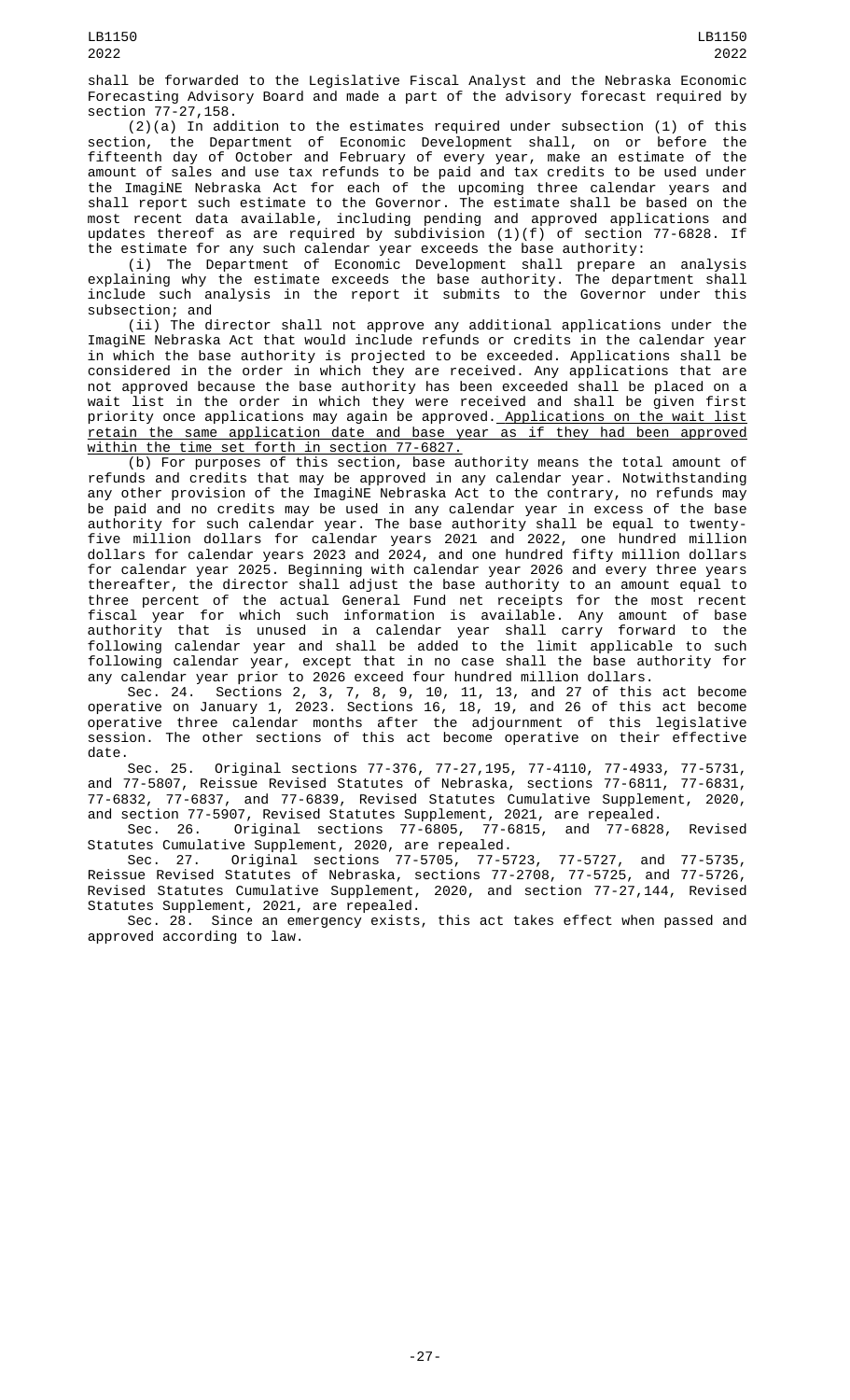shall be forwarded to the Legislative Fiscal Analyst and the Nebraska Economic Forecasting Advisory Board and made a part of the advisory forecast required by section 77-27,158.

(2)(a) In addition to the estimates required under subsection (1) of this section, the Department of Economic Development shall, on or before the fifteenth day of October and February of every year, make an estimate of the amount of sales and use tax refunds to be paid and tax credits to be used under the ImagiNE Nebraska Act for each of the upcoming three calendar years and shall report such estimate to the Governor. The estimate shall be based on the most recent data available, including pending and approved applications and updates thereof as are required by subdivision (1)(f) of section 77-6828. If the estimate for any such calendar year exceeds the base authority:

(i) The Department of Economic Development shall prepare an analysis explaining why the estimate exceeds the base authority. The department shall include such analysis in the report it submits to the Governor under this subsection; and

(ii) The director shall not approve any additional applications under the ImagiNE Nebraska Act that would include refunds or credits in the calendar year in which the base authority is projected to be exceeded. Applications shall be considered in the order in which they are received. Any applications that are not approved because the base authority has been exceeded shall be placed on a wait list in the order in which they were received and shall be given first priority once applications may again be approved. Applications on the wait list retain the same application date and base year as if they had been approved within the time set forth in section 77-6827.

(b) For purposes of this section, base authority means the total amount of refunds and credits that may be approved in any calendar year. Notwithstanding any other provision of the ImagiNE Nebraska Act to the contrary, no refunds may be paid and no credits may be used in any calendar year in excess of the base authority for such calendar year. The base authority shall be equal to twenty-five million dollars for calendar years 2021 and 2022, one hundred million dollars for calendar years 2023 and 2024, and one hundred fifty million dollars for calendar year 2025. Beginning with calendar year 2026 and every three years thereafter, the director shall adjust the base authority to an amount equal to three percent of the actual General Fund net receipts for the most recent fiscal year for which such information is available. Any amount of base authority that is unused in a calendar year shall carry forward to the following calendar year and shall be added to the limit applicable to such following calendar year, except that in no case shall the base authority for any calendar year prior to 2026 exceed four hundred million dollars.

Sec. 24. Sections 2, 3, 7, 8, 9, 10, 11, 13, and 27 of this act become operative on January 1, 2023. Sections 16, 18, 19, and 26 of this act become operative three calendar months after the adjournment of this legislative session. The other sections of this act become operative on their effective date.

Sec. 25. Original sections 77-376, 77-27,195, 77-4110, 77-4933, 77-5731, and 77-5807, Reissue Revised Statutes of Nebraska, sections 77-6811, 77-6831, 77-6832, 77-6837, and 77-6839, Revised Statutes Cumulative Supplement, 2020, and section 77-5907, Revised Statutes Supplement, 2021, are repealed.

Sec. 26. Original sections 77-6805, 77-6815, and 77-6828, Revised Statutes Cumulative Supplement, 2020, are repealed.

Sec. 27. Original sections 77-5705, 77-5723, 77-5727, and 77-5735, Reissue Revised Statutes of Nebraska, sections 77-2708, 77-5725, and 77-5726, Revised Statutes Cumulative Supplement, 2020, and section 77-27,144, Revised Statutes Supplement, 2021, are repealed.

Sec. 28. Since an emergency exists, this act takes effect when passed and approved according to law.